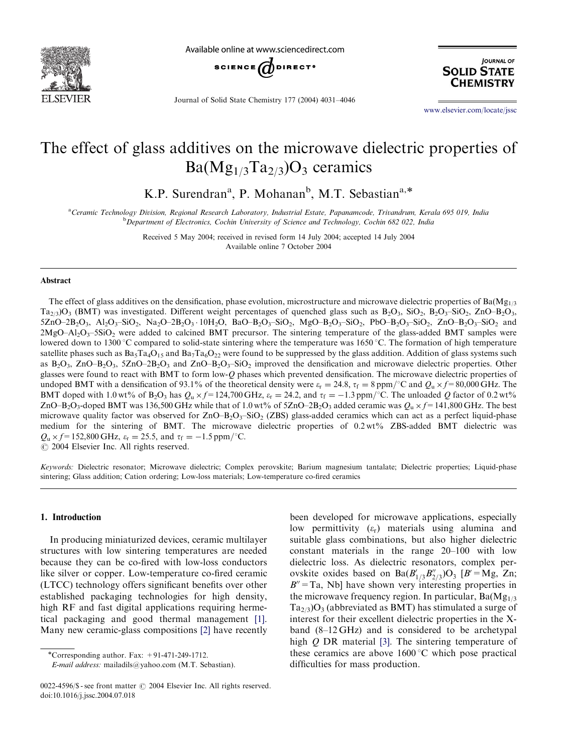# The effect of glass additives on the microwave dielectric properties of $Ba(Mg_{1/3}Ta_{2/3})O_3$ ceramics

K.P. Surendran[a], P. Mohanan[b], M.T. Sebastian[a,*]

[a] Ceramic Technology Division, Regional Research Laboratory, Industrial Estate, Papanamcode, Trivandrum, Kerala 695 019, India

[b] Department of Electronics, Cochin University of Science and Technology, Cochin 682 022, India

Received 5 May 2004; received in revised form 14 July 2004; accepted 14 July 2004

Available online 7 October 2004

## Abstract

The effect of glass additives on the densification, phase evolution, microstructure and microwave dielectric properties of $Ba(Mg_{1/3}Ta_{2/3})O_3$ (BMT) was investigated. Different weight percentages of quenched glass such as $B_2O_3$, $SiO_2$, $B_2O_3$–$SiO_2$, ZnO–$B_2O_3$, 5ZnO–$2B_2O_3$, $Al_2O_3$–$SiO_2$, $Na_2O$–$2B_2O_3 \cdot 10H_2O$, BaO–$B_2O_3$–$SiO_2$, MgO–$B_2O_3$–$SiO_2$, PbO–$B_2O_3$–$SiO_2$, ZnO–$B_2O_3$–$SiO_2$ and 2MgO–$Al_2O_3$–$5SiO_2$ were added to calcined BMT precursor. The sintering temperature of the glass-added BMT samples were lowered down to 1300 °C compared to solid-state sintering where the temperature was 1650 °C. The formation of high temperature satellite phases such as $Ba_5Ta_4O_{15}$ and $Ba_7Ta_6O_{22}$ were found to be suppressed by the glass addition. Addition of glass systems such as $B_2O_3$, ZnO–$B_2O_3$, 5ZnO–$2B_2O_3$ and ZnO–$B_2O_3$–$SiO_2$ improved the densification and microwave dielectric properties. Other glasses were found to react with BMT to form low-$Q$ phases which prevented densification. The microwave dielectric properties of undoped BMT with a densification of 93.1% of the theoretical density were $\varepsilon_r = 24.8$, $\tau_f = 8$ ppm/°C and $Q_u \times f = 80{,}000$ GHz. The BMT doped with 1.0 wt% of $B_2O_3$ has $Q_u \times f = 124{,}700$ GHz, $\varepsilon_r = 24.2$, and $\tau_f = -1.3$ ppm/°C. The unloaded $Q$ factor of 0.2 wt% ZnO–$B_2O_3$-doped BMT was 136,500 GHz while that of 1.0 wt% of 5ZnO–$2B_2O_3$ added ceramic was $Q_u \times f = 141{,}800$ GHz. The best microwave quality factor was observed for ZnO–$B_2O_3$–$SiO_2$ (ZBS) glass-added ceramics which can act as a perfect liquid-phase medium for the sintering of BMT. The microwave dielectric properties of 0.2 wt% ZBS-added BMT dielectric was $Q_u \times f = 152{,}800$ GHz, $\varepsilon_r = 25.5$, and $\tau_f = -1.5$ ppm/°C.

© 2004 Elsevier Inc. All rights reserved.

*Keywords:* Dielectric resonator; Microwave dielectric; Complex perovskite; Barium magnesium tantalate; Dielectric properties; Liquid-phase sintering; Glass addition; Cation ordering; Low-loss materials; Low-temperature co-fired ceramics

## 1. Introduction

In producing miniaturized devices, ceramic multilayer structures with low sintering temperatures are needed because they can be co-fired with low-loss conductors like silver or copper. Low-temperature co-fired ceramic (LTCC) technology offers significant benefits over other established packaging technologies for high density, high RF and fast digital applications requiring hermetical packaging and good thermal management [1]. Many new ceramic-glass compositions [2] have recently been developed for microwave applications, especially low permittivity ($\varepsilon_r$) materials using alumina and suitable glass combinations, but also higher dielectric constant materials in the range 20–100 with low dielectric loss. As dielectric resonators, complex perovskite oxides based on $Ba(B'_{1/3}B''_{2/3})O_3$ [$B'$ = Mg, Zn; $B''$ = Ta, Nb] have shown very interesting properties in the microwave frequency region. In particular, $Ba(Mg_{1/3}Ta_{2/3})O_3$ (abbreviated as BMT) has stimulated a surge of interest for their excellent dielectric properties in the X-band (8–12 GHz) and is considered to be archetypal high $Q$ DR material [3]. The sintering temperature of these ceramics are above 1600 °C which pose practical difficulties for mass production.

*Corresponding author. Fax: +91-471-249-1712.
*E-mail address:* mailadils@yahoo.com (M.T. Sebastian).

0022-4596/$ - see front matter © 2004 Elsevier Inc. All rights reserved.
doi:10.1016/j.jssc.2004.07.018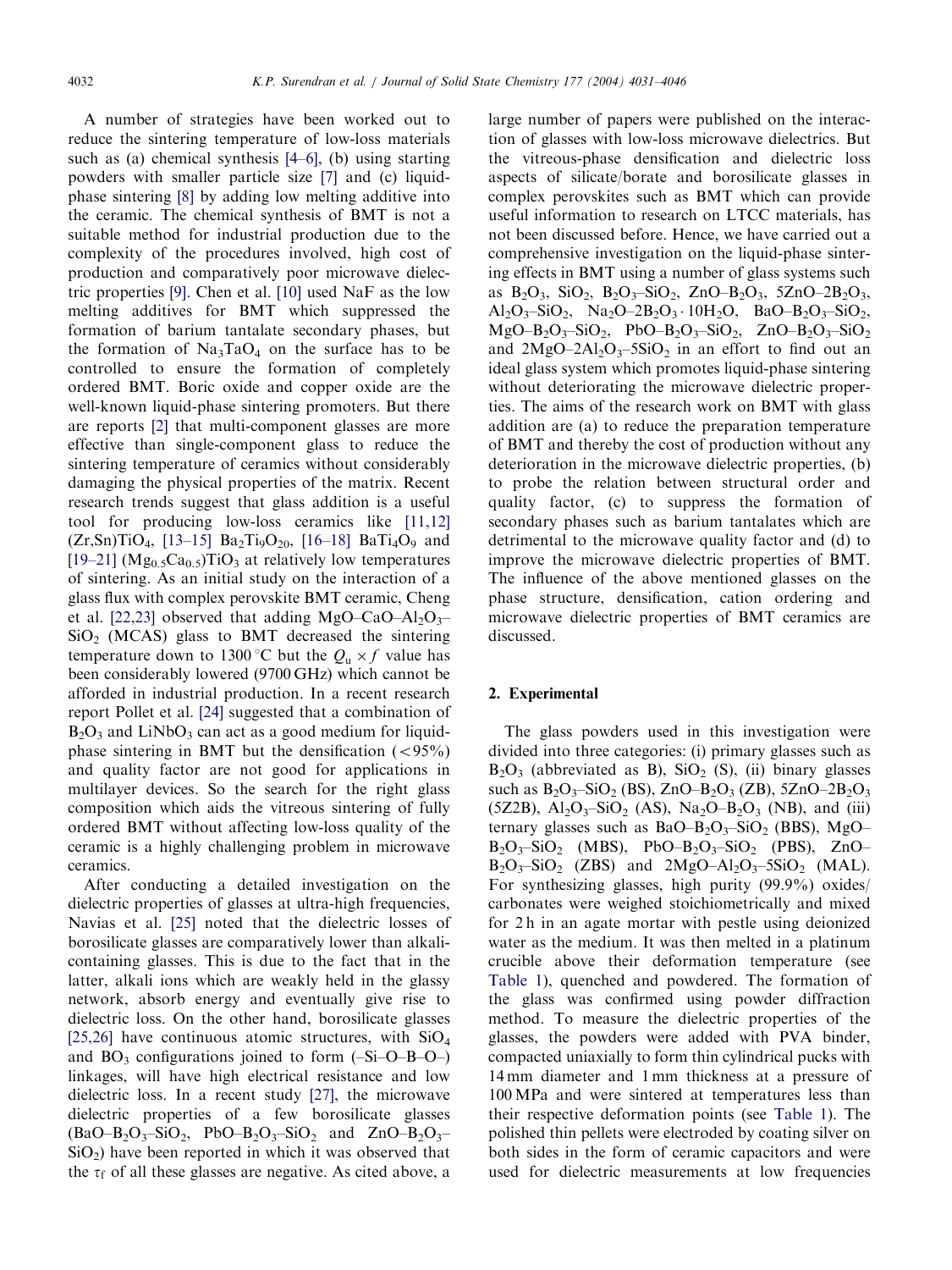A number of strategies have been worked out to reduce the sintering temperature of low-loss materials such as (a) chemical synthesis [4–6], (b) using starting powders with smaller particle size [7] and (c) liquid-phase sintering [8] by adding low melting additive into the ceramic. The chemical synthesis of BMT is not a suitable method for industrial production due to the complexity of the procedures involved, high cost of production and comparatively poor microwave dielectric properties [9]. Chen et al. [10] used NaF as the low melting additives for BMT which suppressed the formation of barium tantalate secondary phases, but the formation of $Na_3TaO_4$ on the surface has to be controlled to ensure the formation of completely ordered BMT. Boric oxide and copper oxide are the well-known liquid-phase sintering promoters. But there are reports [2] that multi-component glasses are more effective than single-component glass to reduce the sintering temperature of ceramics without considerably damaging the physical properties of the matrix. Recent research trends suggest that glass addition is a useful tool for producing low-loss ceramics like [11,12] $(Zr,Sn)TiO_4$, [13–15] $Ba_2Ti_9O_{20}$, [16–18] $BaTi_4O_9$ and [19–21] $(Mg_{0.5}Ca_{0.5})TiO_3$ at relatively low temperatures of sintering. As an initial study on the interaction of a glass flux with complex perovskite BMT ceramic, Cheng et al. [22,23] observed that adding $MgO–CaO–Al_2O_3–SiO_2$ (MCAS) glass to BMT decreased the sintering temperature down to 1300 °C but the $Q_u \times f$ value has been considerably lowered (9700 GHz) which cannot be afforded in industrial production. In a recent research report Pollet et al. [24] suggested that a combination of $B_2O_3$ and $LiNbO_3$ can act as a good medium for liquid-phase sintering in BMT but the densification (<95%) and quality factor are not good for applications in multilayer devices. So the search for the right glass composition which aids the vitreous sintering of fully ordered BMT without affecting low-loss quality of the ceramic is a highly challenging problem in microwave ceramics.

After conducting a detailed investigation on the dielectric properties of glasses at ultra-high frequencies, Navias et al. [25] noted that the dielectric losses of borosilicate glasses are comparatively lower than alkali-containing glasses. This is due to the fact that in the latter, alkali ions which are weakly held in the glassy network, absorb energy and eventually give rise to dielectric loss. On the other hand, borosilicate glasses [25,26] have continuous atomic structures, with $SiO_4$ and $BO_3$ configurations joined to form (–Si–O–B–O–) linkages, will have high electrical resistance and low dielectric loss. In a recent study [27], the microwave dielectric properties of a few borosilicate glasses ($BaO–B_2O_3–SiO_2$, $PbO–B_2O_3–SiO_2$ and $ZnO–B_2O_3–SiO_2$) have been reported in which it was observed that the $\tau_f$ of all these glasses are negative. As cited above, a large number of papers were published on the interaction of glasses with low-loss microwave dielectrics. But the vitreous-phase densification and dielectric loss aspects of silicate/borate and borosilicate glasses in complex perovskites such as BMT which can provide useful information to research on LTCC materials, has not been discussed before. Hence, we have carried out a comprehensive investigation on the liquid-phase sintering effects in BMT using a number of glass systems such as $B_2O_3$, $SiO_2$, $B_2O_3–SiO_2$, $ZnO–B_2O_3$, $5ZnO–2B_2O_3$, $Al_2O_3–SiO_2$, $Na_2O–2B_2O_3 \cdot 10H_2O$, $BaO–B_2O_3–SiO_2$, $MgO–B_2O_3–SiO_2$, $PbO–B_2O_3–SiO_2$, $ZnO–B_2O_3–SiO_2$ and $2MgO–2Al_2O_3–5SiO_2$ in an effort to find out an ideal glass system which promotes liquid-phase sintering without deteriorating the microwave dielectric properties. The aims of the research work on BMT with glass addition are (a) to reduce the preparation temperature of BMT and thereby the cost of production without any deterioration in the microwave dielectric properties, (b) to probe the relation between structural order and quality factor, (c) to suppress the formation of secondary phases such as barium tantalates which are detrimental to the microwave quality factor and (d) to improve the microwave dielectric properties of BMT. The influence of the above mentioned glasses on the phase structure, densification, cation ordering and microwave dielectric properties of BMT ceramics are discussed.

## 2. Experimental

The glass powders used in this investigation were divided into three categories: (i) primary glasses such as $B_2O_3$ (abbreviated as B), $SiO_2$ (S), (ii) binary glasses such as $B_2O_3–SiO_2$ (BS), $ZnO–B_2O_3$ (ZB), $5ZnO–2B_2O_3$ (5Z2B), $Al_2O_3–SiO_2$ (AS), $Na_2O–B_2O_3$ (NB), and (iii) ternary glasses such as $BaO–B_2O_3–SiO_2$ (BBS), $MgO–B_2O_3–SiO_2$ (MBS), $PbO–B_2O_3–SiO_2$ (PBS), $ZnO–B_2O_3–SiO_2$ (ZBS) and $2MgO–Al_2O_3–5SiO_2$ (MAL). For synthesizing glasses, high purity (99.9%) oxides/carbonates were weighed stoichiometrically and mixed for 2 h in an agate mortar with pestle using deionized water as the medium. It was then melted in a platinum crucible above their deformation temperature (see Table 1), quenched and powdered. The formation of the glass was confirmed using powder diffraction method. To measure the dielectric properties of the glasses, the powders were added with PVA binder, compacted uniaxially to form thin cylindrical pucks with 14 mm diameter and 1 mm thickness at a pressure of 100 MPa and were sintered at temperatures less than their respective deformation points (see Table 1). The polished thin pellets were electroded by coating silver on both sides in the form of ceramic capacitors and were used for dielectric measurements at low frequencies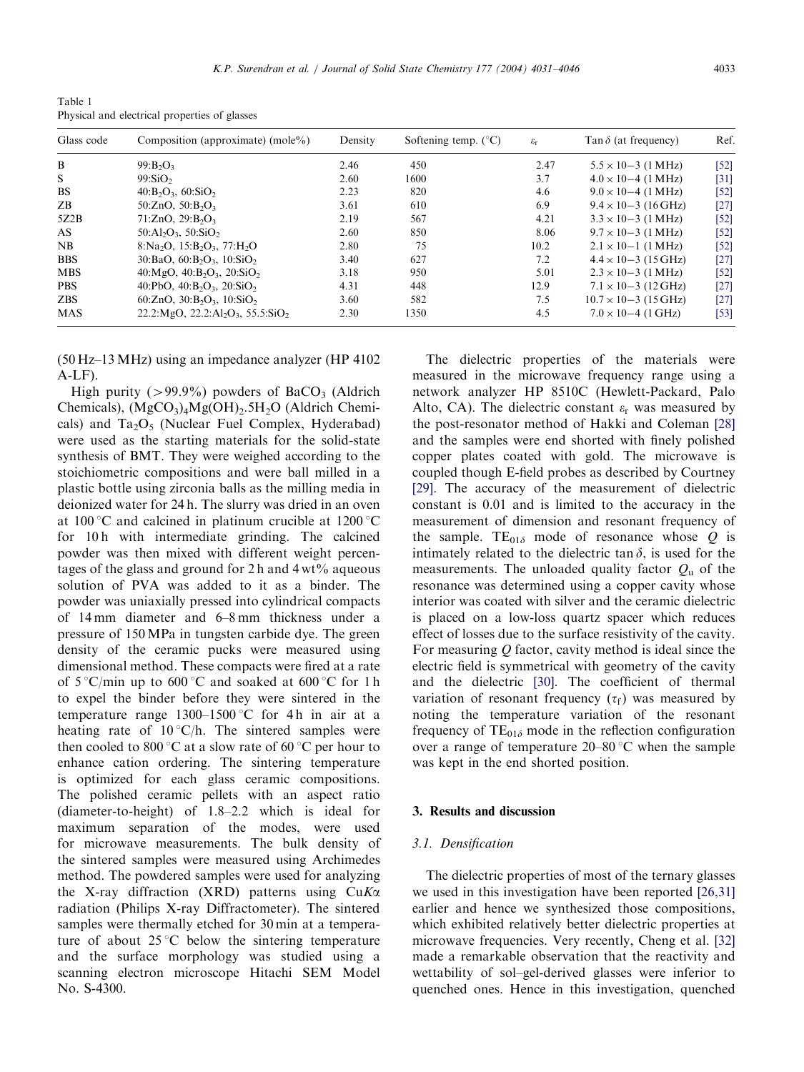Table 1
Physical and electrical properties of glasses

| Glass code | Composition (approximate) (mole%) | Density | Softening temp. (°C) | $\varepsilon_r$ | Tan $\delta$ (at frequency) | Ref. |
|---|---|---|---|---|---|---|
| B | 99:$B_2O_3$ | 2.46 | 450 | 2.47 | $5.5\times10^{-3}$ (1 MHz) | [52] |
| S | 99:$SiO_2$ | 2.60 | 1600 | 3.7 | $4.0\times10^{-4}$ (1 MHz) | [31] |
| BS | 40:$B_2O_3$, 60:$SiO_2$ | 2.23 | 820 | 4.6 | $9.0\times10^{-4}$ (1 MHz) | [52] |
| ZB | 50:ZnO, 50:$B_2O_3$ | 3.61 | 610 | 6.9 | $9.4\times10^{-3}$ (16 GHz) | [27] |
| 5Z2B | 71:ZnO, 29:$B_2O_3$ | 2.19 | 567 | 4.21 | $3.3\times10^{-3}$ (1 MHz) | [52] |
| AS | 50:$Al_2O_3$, 50:$SiO_2$ | 2.60 | 850 | 8.06 | $9.7\times10^{-3}$ (1 MHz) | [52] |
| NB | 8:$Na_2O$, 15:$B_2O_3$, 77:$H_2O$ | 2.80 | 75 | 10.2 | $2.1\times10^{-1}$ (1 MHz) | [52] |
| BBS | 30:BaO, 60:$B_2O_3$, 10:$SiO_2$ | 3.40 | 627 | 7.2 | $4.4\times10^{-3}$ (15 GHz) | [27] |
| MBS | 40:MgO, 40:$B_2O_3$, 20:$SiO_2$ | 3.18 | 950 | 5.01 | $2.3\times10^{-3}$ (1 MHz) | [52] |
| PBS | 40:PbO, 40:$B_2O_3$, 20:$SiO_2$ | 4.31 | 448 | 12.9 | $7.1\times10^{-3}$ (12 GHz) | [27] |
| ZBS | 60:ZnO, 30:$B_2O_3$, 10:$SiO_2$ | 3.60 | 582 | 7.5 | $10.7\times10^{-3}$ (15 GHz) | [27] |
| MAS | 22.2:MgO, 22.2:$Al_2O_3$, 55.5:$SiO_2$ | 2.30 | 1350 | 4.5 | $7.0\times10^{-4}$ (1 GHz) | [53] |

(50 Hz–13 MHz) using an impedance analyzer (HP 4102 A-LF).

High purity (>99.9%) powders of $BaCO_3$ (Aldrich Chemicals), $(MgCO_3)_4Mg(OH)_2.5H_2O$ (Aldrich Chemicals) and $Ta_2O_5$ (Nuclear Fuel Complex, Hyderabad) were used as the starting materials for the solid-state synthesis of BMT. They were weighed according to the stoichiometric compositions and were ball milled in a plastic bottle using zirconia balls as the milling media in deionized water for 24 h. The slurry was dried in an oven at 100 °C and calcined in platinum crucible at 1200 °C for 10 h with intermediate grinding. The calcined powder was then mixed with different weight percentages of the glass and ground for 2 h and 4 wt% aqueous solution of PVA was added to it as a binder. The powder was uniaxially pressed into cylindrical compacts of 14 mm diameter and 6–8 mm thickness under a pressure of 150 MPa in tungsten carbide dye. The green density of the ceramic pucks were measured using dimensional method. These compacts were fired at a rate of 5 °C/min up to 600 °C and soaked at 600 °C for 1 h to expel the binder before they were sintered in the temperature range 1300–1500 °C for 4 h in air at a heating rate of 10 °C/h. The sintered samples were then cooled to 800 °C at a slow rate of 60 °C per hour to enhance cation ordering. The sintering temperature is optimized for each glass ceramic compositions. The polished ceramic pellets with an aspect ratio (diameter-to-height) of 1.8–2.2 which is ideal for maximum separation of the modes, were used for microwave measurements. The bulk density of the sintered samples were measured using Archimedes method. The powdered samples were used for analyzing the X-ray diffraction (XRD) patterns using Cu$K\alpha$ radiation (Philips X-ray Diffractometer). The sintered samples were thermally etched for 30 min at a temperature of about 25 °C below the sintering temperature and the surface morphology was studied using a scanning electron microscope Hitachi SEM Model No. S-4300.

The dielectric properties of the materials were measured in the microwave frequency range using a network analyzer HP 8510C (Hewlett-Packard, Palo Alto, CA). The dielectric constant $\varepsilon_r$ was measured by the post-resonator method of Hakki and Coleman [28] and the samples were end shorted with finely polished copper plates coated with gold. The microwave is coupled though E-field probes as described by Courtney [29]. The accuracy of the measurement of dielectric constant is 0.01 and is limited to the accuracy in the measurement of dimension and resonant frequency of the sample. $TE_{01\delta}$ mode of resonance whose $Q$ is intimately related to the dielectric tan $\delta$, is used for the measurements. The unloaded quality factor $Q_u$ of the resonance was determined using a copper cavity whose interior was coated with silver and the ceramic dielectric is placed on a low-loss quartz spacer which reduces effect of losses due to the surface resistivity of the cavity. For measuring $Q$ factor, cavity method is ideal since the electric field is symmetrical with geometry of the cavity and the dielectric [30]. The coefficient of thermal variation of resonant frequency ($\tau_f$) was measured by noting the temperature variation of the resonant frequency of $TE_{01\delta}$ mode in the reflection configuration over a range of temperature 20–80 °C when the sample was kept in the end shorted position.

## 3. Results and discussion

### 3.1. Densification

The dielectric properties of most of the ternary glasses we used in this investigation have been reported [26,31] earlier and hence we synthesized those compositions, which exhibited relatively better dielectric properties at microwave frequencies. Very recently, Cheng et al. [32] made a remarkable observation that the reactivity and wettability of sol–gel-derived glasses were inferior to quenched ones. Hence in this investigation, quenched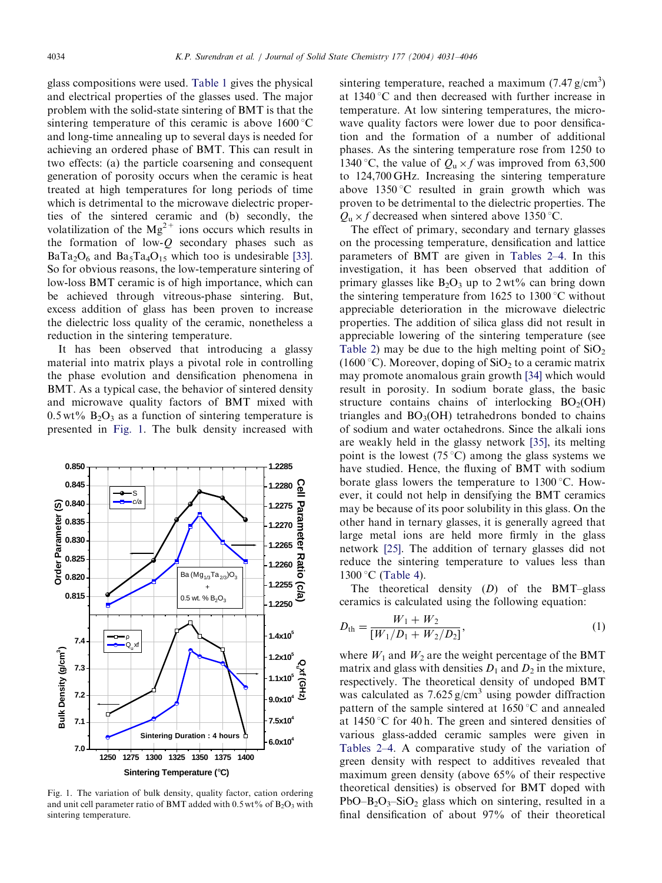glass compositions were used. Table 1 gives the physical and electrical properties of the glasses used. The major problem with the solid-state sintering of BMT is that the sintering temperature of this ceramic is above 1600 °C and long-time annealing up to several days is needed for achieving an ordered phase of BMT. This can result in two effects: (a) the particle coarsening and consequent generation of porosity occurs when the ceramic is heat treated at high temperatures for long periods of time which is detrimental to the microwave dielectric properties of the sintered ceramic and (b) secondly, the volatilization of the $Mg^{2+}$ ions occurs which results in the formation of low-$Q$ secondary phases such as $BaTa_2O_6$ and $Ba_5Ta_4O_{15}$ which too is undesirable [33]. So for obvious reasons, the low-temperature sintering of low-loss BMT ceramic is of high importance, which can be achieved through vitreous-phase sintering. But, excess addition of glass has been proven to increase the dielectric loss quality of the ceramic, nonetheless a reduction in the sintering temperature.

It has been observed that introducing a glassy material into matrix plays a pivotal role in controlling the phase evolution and densification phenomena in BMT. As a typical case, the behavior of sintered density and microwave quality factors of BMT mixed with 0.5 wt% $B_2O_3$ as a function of sintering temperature is presented in Fig. 1. The bulk density increased with sintering temperature, reached a maximum (7.47 g/cm$^3$) at 1340 °C and then decreased with further increase in temperature. At low sintering temperatures, the microwave quality factors were lower due to poor densification and the formation of a number of additional phases. As the sintering temperature rose from 1250 to 1340 °C, the value of $Q_u \times f$ was improved from 63,500 to 124,700 GHz. Increasing the sintering temperature above 1350 °C resulted in grain growth which was proven to be detrimental to the dielectric properties. The $Q_u \times f$ decreased when sintered above 1350 °C.

Fig. 1. The variation of bulk density, quality factor, cation ordering and unit cell parameter ratio of BMT added with 0.5 wt% of $B_2O_3$ with sintering temperature.

The effect of primary, secondary and ternary glasses on the processing temperature, densification and lattice parameters of BMT are given in Tables 2–4. In this investigation, it has been observed that addition of primary glasses like $B_2O_3$ up to 2 wt% can bring down the sintering temperature from 1625 to 1300 °C without appreciable deterioration in the microwave dielectric properties. The addition of silica glass did not result in appreciable lowering of the sintering temperature (see Table 2) may be due to the high melting point of $SiO_2$ (1600 °C). Moreover, doping of $SiO_2$ to a ceramic matrix may promote anomalous grain growth [34] which would result in porosity. In sodium borate glass, the basic structure contains chains of interlocking $BO_2(OH)$ triangles and $BO_3(OH)$ tetrahedrons bonded to chains of sodium and water octahedrons. Since the alkali ions are weakly held in the glassy network [35], its melting point is the lowest (75 °C) among the glass systems we have studied. Hence, the fluxing of BMT with sodium borate glass lowers the temperature to 1300 °C. However, it could not help in densifying the BMT ceramics may be because of its poor solubility in this glass. On the other hand in ternary glasses, it is generally agreed that large metal ions are held more firmly in the glass network [25]. The addition of ternary glasses did not reduce the sintering temperature to values less than 1300 °C (Table 4).

The theoretical density ($D$) of the BMT–glass ceramics is calculated using the following equation:

$$D_{th} = \frac{W_1 + W_2}{[W_1/D_1 + W_2/D_2]}, \tag{1}$$

where $W_1$ and $W_2$ are the weight percentage of the BMT matrix and glass with densities $D_1$ and $D_2$ in the mixture, respectively. The theoretical density of undoped BMT was calculated as 7.625 g/cm$^3$ using powder diffraction pattern of the sample sintered at 1650 °C and annealed at 1450 °C for 40 h. The green and sintered densities of various glass-added ceramic samples were given in Tables 2–4. A comparative study of the variation of green density with respect to additives revealed that maximum green density (above 65% of their respective theoretical densities) is observed for BMT doped with $PbO–B_2O_3–SiO_2$ glass which on sintering, resulted in a final densification of about 97% of their theoretical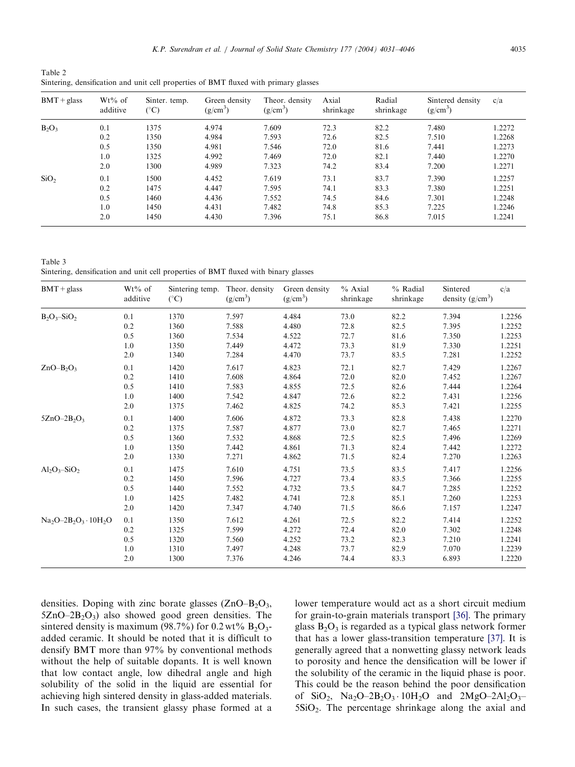Table 2
Sintering, densification and unit cell properties of BMT fluxed with primary glasses

| BMT + glass | Wt% of additive | Sinter. temp. (°C) | Green density (g/cm$^3$) | Theor. density (g/cm$^3$) | Axial shrinkage | Radial shrinkage | Sintered density (g/cm$^3$) | c/a |
|---|---|---|---|---|---|---|---|---|
| $B_2O_3$ | 0.1 | 1375 | 4.974 | 7.609 | 72.3 | 82.2 | 7.480 | 1.2272 |
| | 0.2 | 1350 | 4.984 | 7.593 | 72.6 | 82.5 | 7.510 | 1.2268 |
| | 0.5 | 1350 | 4.981 | 7.546 | 72.0 | 81.6 | 7.441 | 1.2273 |
| | 1.0 | 1325 | 4.992 | 7.469 | 72.0 | 82.1 | 7.440 | 1.2270 |
| | 2.0 | 1300 | 4.989 | 7.323 | 74.2 | 83.4 | 7.200 | 1.2271 |
| $SiO_2$ | 0.1 | 1500 | 4.452 | 7.619 | 73.1 | 83.7 | 7.390 | 1.2257 |
| | 0.2 | 1475 | 4.447 | 7.595 | 74.1 | 83.3 | 7.380 | 1.2251 |
| | 0.5 | 1460 | 4.436 | 7.552 | 74.5 | 84.6 | 7.301 | 1.2248 |
| | 1.0 | 1450 | 4.431 | 7.482 | 74.8 | 85.3 | 7.225 | 1.2246 |
| | 2.0 | 1450 | 4.430 | 7.396 | 75.1 | 86.8 | 7.015 | 1.2241 |

Table 3
Sintering, densification and unit cell properties of BMT fluxed with binary glasses

| BMT + glass | Wt% of additive | Sintering temp. (°C) | Theor. density (g/cm$^3$) | Green density (g/cm$^3$) | % Axial shrinkage | % Radial shrinkage | Sintered density (g/cm$^3$) | c/a |
|---|---|---|---|---|---|---|---|---|
| $B_2O_3$–$SiO_2$ | 0.1 | 1370 | 7.597 | 4.484 | 73.0 | 82.2 | 7.394 | 1.2256 |
| | 0.2 | 1360 | 7.588 | 4.480 | 72.8 | 82.5 | 7.395 | 1.2252 |
| | 0.5 | 1360 | 7.534 | 4.522 | 72.7 | 81.6 | 7.350 | 1.2253 |
| | 1.0 | 1350 | 7.449 | 4.472 | 73.3 | 81.9 | 7.330 | 1.2251 |
| | 2.0 | 1340 | 7.284 | 4.470 | 73.7 | 83.5 | 7.281 | 1.2252 |
| $ZnO$–$B_2O_3$ | 0.1 | 1420 | 7.617 | 4.823 | 72.1 | 82.7 | 7.429 | 1.2267 |
| | 0.2 | 1410 | 7.608 | 4.864 | 72.0 | 82.0 | 7.452 | 1.2267 |
| | 0.5 | 1410 | 7.583 | 4.855 | 72.5 | 82.6 | 7.444 | 1.2264 |
| | 1.0 | 1400 | 7.542 | 4.847 | 72.6 | 82.2 | 7.431 | 1.2256 |
| | 2.0 | 1375 | 7.462 | 4.825 | 74.2 | 85.3 | 7.421 | 1.2255 |
| $5ZnO$–$2B_2O_3$ | 0.1 | 1400 | 7.606 | 4.872 | 73.3 | 82.8 | 7.438 | 1.2270 |
| | 0.2 | 1375 | 7.587 | 4.877 | 73.0 | 82.7 | 7.465 | 1.2271 |
| | 0.5 | 1360 | 7.532 | 4.868 | 72.5 | 82.5 | 7.496 | 1.2269 |
| | 1.0 | 1350 | 7.442 | 4.861 | 71.3 | 82.4 | 7.442 | 1.2272 |
| | 2.0 | 1330 | 7.271 | 4.862 | 71.5 | 82.4 | 7.270 | 1.2263 |
| $Al_2O_3$–$SiO_2$ | 0.1 | 1475 | 7.610 | 4.751 | 73.5 | 83.5 | 7.417 | 1.2256 |
| | 0.2 | 1450 | 7.596 | 4.727 | 73.4 | 83.5 | 7.366 | 1.2255 |
| | 0.5 | 1440 | 7.552 | 4.732 | 73.5 | 84.7 | 7.285 | 1.2252 |
| | 1.0 | 1425 | 7.482 | 4.741 | 72.8 | 85.1 | 7.260 | 1.2253 |
| | 2.0 | 1420 | 7.347 | 4.740 | 71.5 | 86.6 | 7.157 | 1.2247 |
| $Na_2O$–$2B_2O_3 \cdot 10H_2O$ | 0.1 | 1350 | 7.612 | 4.261 | 72.5 | 82.2 | 7.414 | 1.2252 |
| | 0.2 | 1325 | 7.599 | 4.272 | 72.4 | 82.0 | 7.302 | 1.2248 |
| | 0.5 | 1320 | 7.560 | 4.252 | 73.2 | 82.3 | 7.210 | 1.2241 |
| | 1.0 | 1310 | 7.497 | 4.248 | 73.7 | 82.9 | 7.070 | 1.2239 |
| | 2.0 | 1300 | 7.376 | 4.246 | 74.4 | 83.3 | 6.893 | 1.2220 |

densities. Doping with zinc borate glasses ($ZnO$–$B_2O_3$, $5ZnO$–$2B_2O_3$) also showed good green densities. The sintered density is maximum (98.7%) for 0.2 wt% $B_2O_3$-added ceramic. It should be noted that it is difficult to densify BMT more than 97% by conventional methods without the help of suitable dopants. It is well known that low contact angle, low dihedral angle and high solubility of the solid in the liquid are essential for achieving high sintered density in glass-added materials. In such cases, the transient glassy phase formed at a lower temperature would act as a short circuit medium for grain-to-grain materials transport [36]. The primary glass $B_2O_3$ is regarded as a typical glass network former that has a lower glass-transition temperature [37]. It is generally agreed that a nonwetting glassy network leads to porosity and hence the densification will be lower if the solubility of the ceramic in the liquid phase is poor. This could be the reason behind the poor densification of $SiO_2$, $Na_2O$–$2B_2O_3 \cdot 10H_2O$ and $2MgO$–$2Al_2O_3$–$5SiO_2$. The percentage shrinkage along the axial and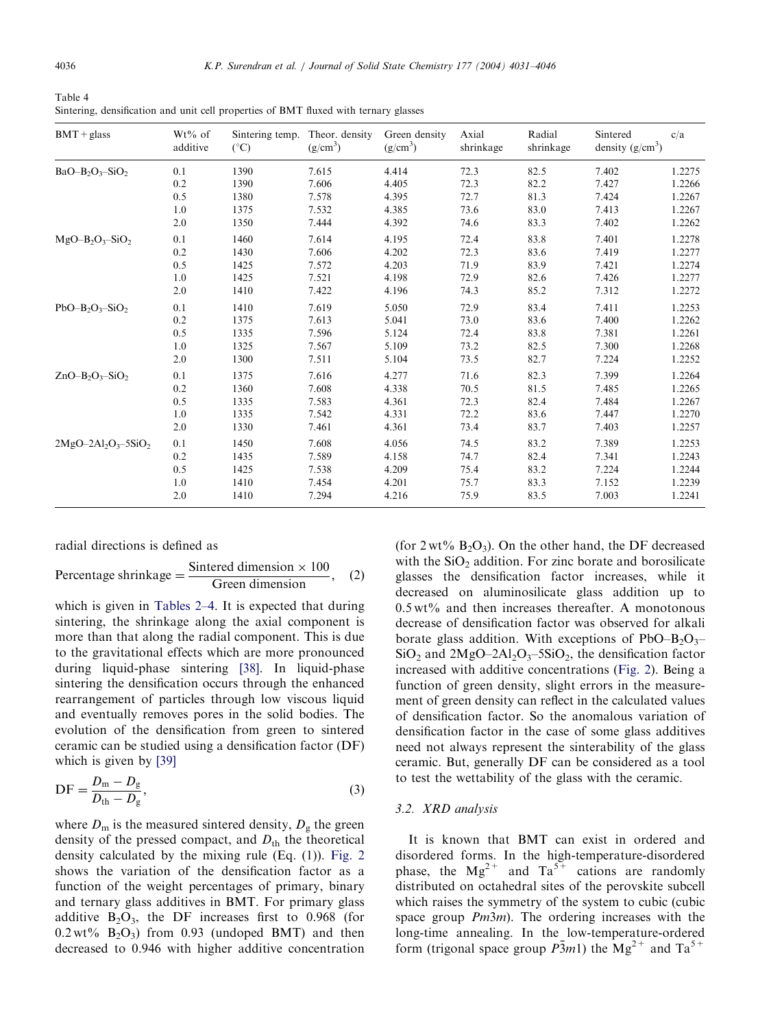Table 4
Sintering, densification and unit cell properties of BMT fluxed with ternary glasses

| BMT + glass | Wt% of additive | Sintering temp. (°C) | Theor. density ($g/cm^3$) | Green density ($g/cm^3$) | Axial shrinkage | Radial shrinkage | Sintered density ($g/cm^3$) | c/a |
|---|---|---|---|---|---|---|---|---|
| $BaO–B_2O_3–SiO_2$ | 0.1 | 1390 | 7.615 | 4.414 | 72.3 | 82.5 | 7.402 | 1.2275 |
| | 0.2 | 1390 | 7.606 | 4.405 | 72.3 | 82.2 | 7.427 | 1.2266 |
| | 0.5 | 1380 | 7.578 | 4.395 | 72.7 | 81.3 | 7.424 | 1.2267 |
| | 1.0 | 1375 | 7.532 | 4.385 | 73.6 | 83.0 | 7.413 | 1.2267 |
| | 2.0 | 1350 | 7.444 | 4.392 | 74.6 | 83.3 | 7.402 | 1.2262 |
| $MgO–B_2O_3–SiO_2$ | 0.1 | 1460 | 7.614 | 4.195 | 72.4 | 83.8 | 7.401 | 1.2278 |
| | 0.2 | 1430 | 7.606 | 4.202 | 72.3 | 83.6 | 7.419 | 1.2277 |
| | 0.5 | 1425 | 7.572 | 4.203 | 71.9 | 83.9 | 7.421 | 1.2274 |
| | 1.0 | 1425 | 7.521 | 4.198 | 72.9 | 82.6 | 7.426 | 1.2277 |
| | 2.0 | 1410 | 7.422 | 4.196 | 74.3 | 85.2 | 7.312 | 1.2272 |
| $PbO–B_2O_3–SiO_2$ | 0.1 | 1410 | 7.619 | 5.050 | 72.9 | 83.4 | 7.411 | 1.2253 |
| | 0.2 | 1375 | 7.613 | 5.041 | 73.0 | 83.6 | 7.400 | 1.2262 |
| | 0.5 | 1335 | 7.596 | 5.124 | 72.4 | 83.8 | 7.381 | 1.2261 |
| | 1.0 | 1325 | 7.567 | 5.109 | 73.2 | 82.5 | 7.300 | 1.2268 |
| | 2.0 | 1300 | 7.511 | 5.104 | 73.5 | 82.7 | 7.224 | 1.2252 |
| $ZnO–B_2O_3–SiO_2$ | 0.1 | 1375 | 7.616 | 4.277 | 71.6 | 82.3 | 7.399 | 1.2264 |
| | 0.2 | 1360 | 7.608 | 4.338 | 70.5 | 81.5 | 7.485 | 1.2265 |
| | 0.5 | 1335 | 7.583 | 4.361 | 72.3 | 82.4 | 7.484 | 1.2267 |
| | 1.0 | 1335 | 7.542 | 4.331 | 72.2 | 83.6 | 7.447 | 1.2270 |
| | 2.0 | 1330 | 7.461 | 4.361 | 73.4 | 83.7 | 7.403 | 1.2257 |
| $2MgO–2Al_2O_3–5SiO_2$ | 0.1 | 1450 | 7.608 | 4.056 | 74.5 | 83.2 | 7.389 | 1.2253 |
| | 0.2 | 1435 | 7.589 | 4.158 | 74.7 | 82.4 | 7.341 | 1.2243 |
| | 0.5 | 1425 | 7.538 | 4.209 | 75.4 | 83.2 | 7.224 | 1.2244 |
| | 1.0 | 1410 | 7.454 | 4.201 | 75.7 | 83.3 | 7.152 | 1.2239 |
| | 2.0 | 1410 | 7.294 | 4.216 | 75.9 | 83.5 | 7.003 | 1.2241 |

radial directions is defined as

$$\text{Percentage shrinkage} = \frac{\text{Sintered dimension} \times 100}{\text{Green dimension}}, \quad (2)$$

which is given in Tables 2–4. It is expected that during sintering, the shrinkage along the axial component is more than that along the radial component. This is due to the gravitational effects which are more pronounced during liquid-phase sintering [38]. In liquid-phase sintering the densification occurs through the enhanced rearrangement of particles through low viscous liquid and eventually removes pores in the solid bodies. The evolution of the densification from green to sintered ceramic can be studied using a densification factor (DF) which is given by [39]

$$\text{DF} = \frac{D_m - D_g}{D_{th} - D_g}, \quad (3)$$

where $D_m$ is the measured sintered density, $D_g$ the green density of the pressed compact, and $D_{th}$ the theoretical density calculated by the mixing rule (Eq. (1)). Fig. 2 shows the variation of the densification factor as a function of the weight percentages of primary, binary and ternary glass additives in BMT. For primary glass additive $B_2O_3$, the DF increases first to 0.968 (for 0.2 wt% $B_2O_3$) from 0.93 (undoped BMT) and then decreased to 0.946 with higher additive concentration (for 2 wt% $B_2O_3$). On the other hand, the DF decreased with the $SiO_2$ addition. For zinc borate and borosilicate glasses the densification factor increases, while it decreased on aluminosilicate glass addition up to 0.5 wt% and then increases thereafter. A monotonous decrease of densification factor was observed for alkali borate glass addition. With exceptions of $PbO–B_2O_3–SiO_2$ and $2MgO–2Al_2O_3–5SiO_2$, the densification factor increased with additive concentrations (Fig. 2). Being a function of green density, slight errors in the measurement of green density can reflect in the calculated values of densification factor. So the anomalous variation of densification factor in the case of some glass additives need not always represent the sinterability of the glass ceramic. But, generally DF can be considered as a tool to test the wettability of the glass with the ceramic.

### 3.2. XRD analysis

It is known that BMT can exist in ordered and disordered forms. In the high-temperature-disordered phase, the $Mg^{2+}$ and $Ta^{5+}$ cations are randomly distributed on octahedral sites of the perovskite subcell which raises the symmetry of the system to cubic (cubic space group *Pm3m*). The ordering increases with the long-time annealing. In the low-temperature-ordered form (trigonal space group $P\bar{3}m1$) the $Mg^{2+}$ and $Ta^{5+}$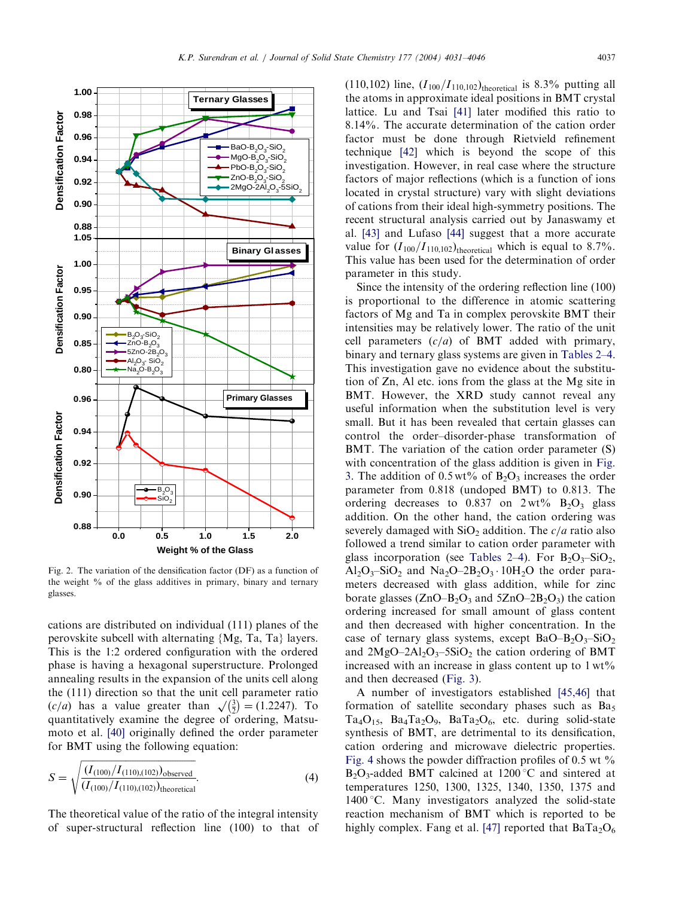Fig. 2. The variation of the densification factor (DF) as a function of the weight % of the glass additives in primary, binary and ternary glasses.

cations are distributed on individual (111) planes of the perovskite subcell with alternating {Mg, Ta, Ta} layers. This is the 1:2 ordered configuration with the ordered phase is having a hexagonal superstructure. Prolonged annealing results in the expansion of the units cell along the (111) direction so that the unit cell parameter ratio $(c/a)$ has a value greater than $\sqrt{(\frac{3}{2})} = (1.2247)$. To quantitatively examine the degree of ordering, Matsumoto et al. [40] originally defined the order parameter for BMT using the following equation:

$$S = \sqrt{\frac{(I_{(100)}/I_{(110),(102)})_{\text{observed}}}{(I_{(100)}/I_{(110),(102)})_{\text{theoretical}}}}. \tag{4}$$

The theoretical value of the ratio of the integral intensity of super-structural reflection line (100) to that of (110,102) line, $(I_{100}/I_{110,102})_{\text{theoretical}}$ is 8.3% putting all the atoms in approximate ideal positions in BMT crystal lattice. Lu and Tsai [41] later modified this ratio to 8.14%. The accurate determination of the cation order factor must be done through Rietvield refinement technique [42] which is beyond the scope of this investigation. However, in real case where the structure factors of major reflections (which is a function of ions located in crystal structure) vary with slight deviations of cations from their ideal high-symmetry positions. The recent structural analysis carried out by Janaswamy et al. [43] and Lufaso [44] suggest that a more accurate value for $(I_{100}/I_{110,102})_{\text{theoretical}}$ which is equal to 8.7%. This value has been used for the determination of order parameter in this study.

Since the intensity of the ordering reflection line (100) is proportional to the difference in atomic scattering factors of Mg and Ta in complex perovskite BMT their intensities may be relatively lower. The ratio of the unit cell parameters $(c/a)$ of BMT added with primary, binary and ternary glass systems are given in Tables 2–4. This investigation gave no evidence about the substitution of Zn, Al etc. ions from the glass at the Mg site in BMT. However, the XRD study cannot reveal any useful information when the substitution level is very small. But it has been revealed that certain glasses can control the order–disorder-phase transformation of BMT. The variation of the cation order parameter (S) with concentration of the glass addition is given in Fig. 3. The addition of 0.5 wt% of $B_2O_3$ increases the order parameter from 0.818 (undoped BMT) to 0.813. The ordering decreases to 0.837 on 2 wt% $B_2O_3$ glass addition. On the other hand, the cation ordering was severely damaged with $SiO_2$ addition. The $c/a$ ratio also followed a trend similar to cation order parameter with glass incorporation (see Tables 2–4). For $B_2O_3$–$SiO_2$, $Al_2O_3$–$SiO_2$ and $Na_2O$–$2B_2O_3 \cdot 10H_2O$ the order parameters decreased with glass addition, while for zinc borate glasses ($ZnO$–$B_2O_3$ and $5ZnO$–$2B_2O_3$) the cation ordering increased for small amount of glass content and then decreased with higher concentration. In the case of ternary glass systems, except $BaO$–$B_2O_3$–$SiO_2$ and $2MgO$–$2Al_2O_3$–$5SiO_2$ the cation ordering of BMT increased with an increase in glass content up to 1 wt% and then decreased (Fig. 3).

A number of investigators established [45,46] that formation of satellite secondary phases such as $Ba_5Ta_4O_{15}$, $Ba_4Ta_2O_9$, $BaTa_2O_6$, etc. during solid-state synthesis of BMT, are detrimental to its densification, cation ordering and microwave dielectric properties. Fig. 4 shows the powder diffraction profiles of 0.5 wt % $B_2O_3$-added BMT calcined at 1200 °C and sintered at temperatures 1250, 1300, 1325, 1340, 1350, 1375 and 1400 °C. Many investigators analyzed the solid-state reaction mechanism of BMT which is reported to be highly complex. Fang et al. [47] reported that $BaTa_2O_6$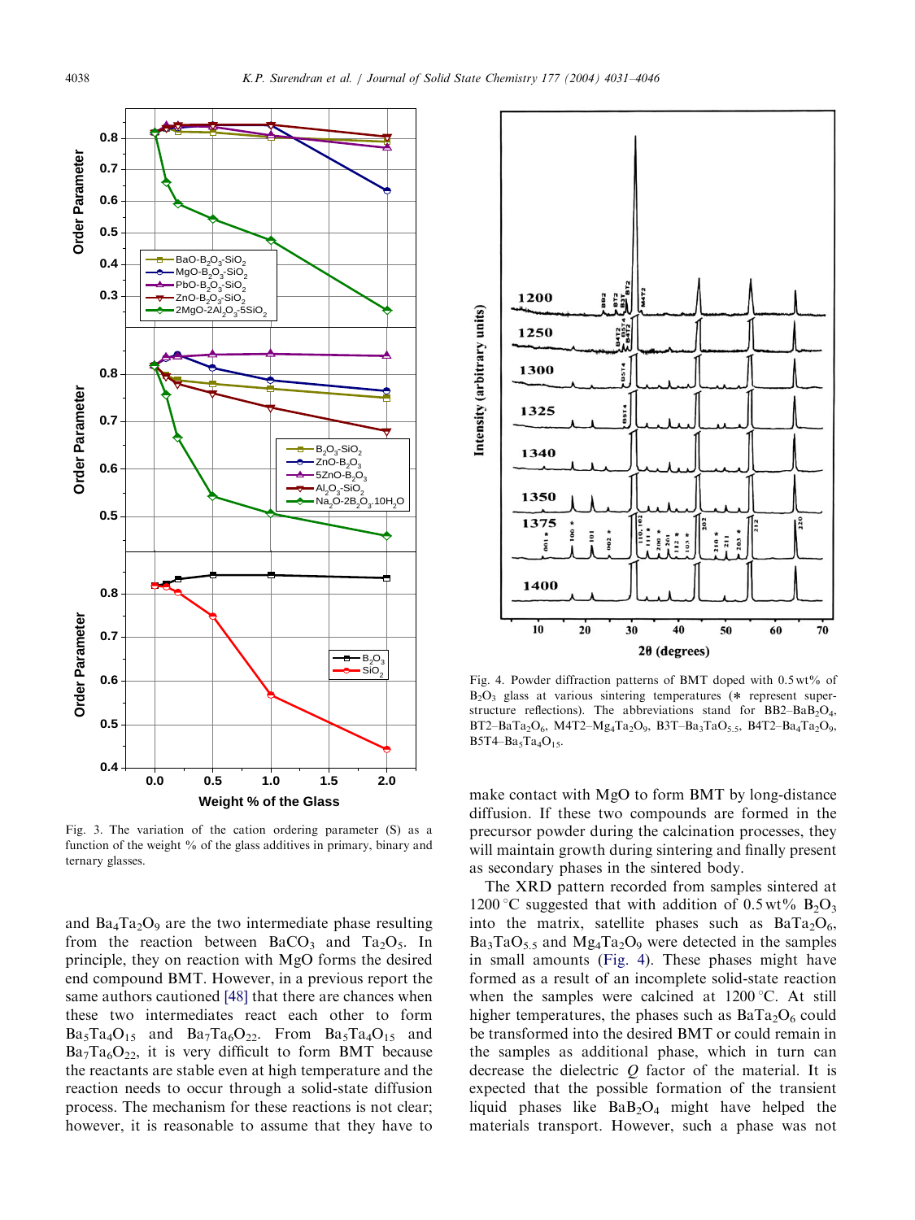Fig. 3. The variation of the cation ordering parameter (S) as a function of the weight % of the glass additives in primary, binary and ternary glasses.

and $Ba_4Ta_2O_9$ are the two intermediate phase resulting from the reaction between $BaCO_3$ and $Ta_2O_5$. In principle, they on reaction with MgO forms the desired end compound BMT. However, in a previous report the same authors cautioned [48] that there are chances when these two intermediates react each other to form $Ba_5Ta_4O_{15}$ and $Ba_7Ta_6O_{22}$. From $Ba_5Ta_4O_{15}$ and $Ba_7Ta_6O_{22}$, it is very difficult to form BMT because the reactants are stable even at high temperature and the reaction needs to occur through a solid-state diffusion process. The mechanism for these reactions is not clear; however, it is reasonable to assume that they have to make contact with MgO to form BMT by long-distance diffusion. If these two compounds are formed in the precursor powder during the calcination processes, they will maintain growth during sintering and finally present as secondary phases in the sintered body.

Fig. 4. Powder diffraction patterns of BMT doped with 0.5 wt% of $B_2O_3$ glass at various sintering temperatures (* represent superstructure reflections). The abbreviations stand for BB2–$BaB_2O_4$, BT2–$BaTa_2O_6$, M4T2–$Mg_4Ta_2O_9$, B3T–$Ba_3TaO_{5.5}$, B4T2–$Ba_4Ta_2O_9$, B5T4–$Ba_5Ta_4O_{15}$.

The XRD pattern recorded from samples sintered at 1200 °C suggested that with addition of 0.5 wt% $B_2O_3$ into the matrix, satellite phases such as $BaTa_2O_6$, $Ba_3TaO_{5.5}$ and $Mg_4Ta_2O_9$ were detected in the samples in small amounts (Fig. 4). These phases might have formed as a result of an incomplete solid-state reaction when the samples were calcined at 1200 °C. At still higher temperatures, the phases such as $BaTa_2O_6$ could be transformed into the desired BMT or could remain in the samples as additional phase, which in turn can decrease the dielectric $Q$ factor of the material. It is expected that the possible formation of the transient liquid phases like $BaB_2O_4$ might have helped the materials transport. However, such a phase was not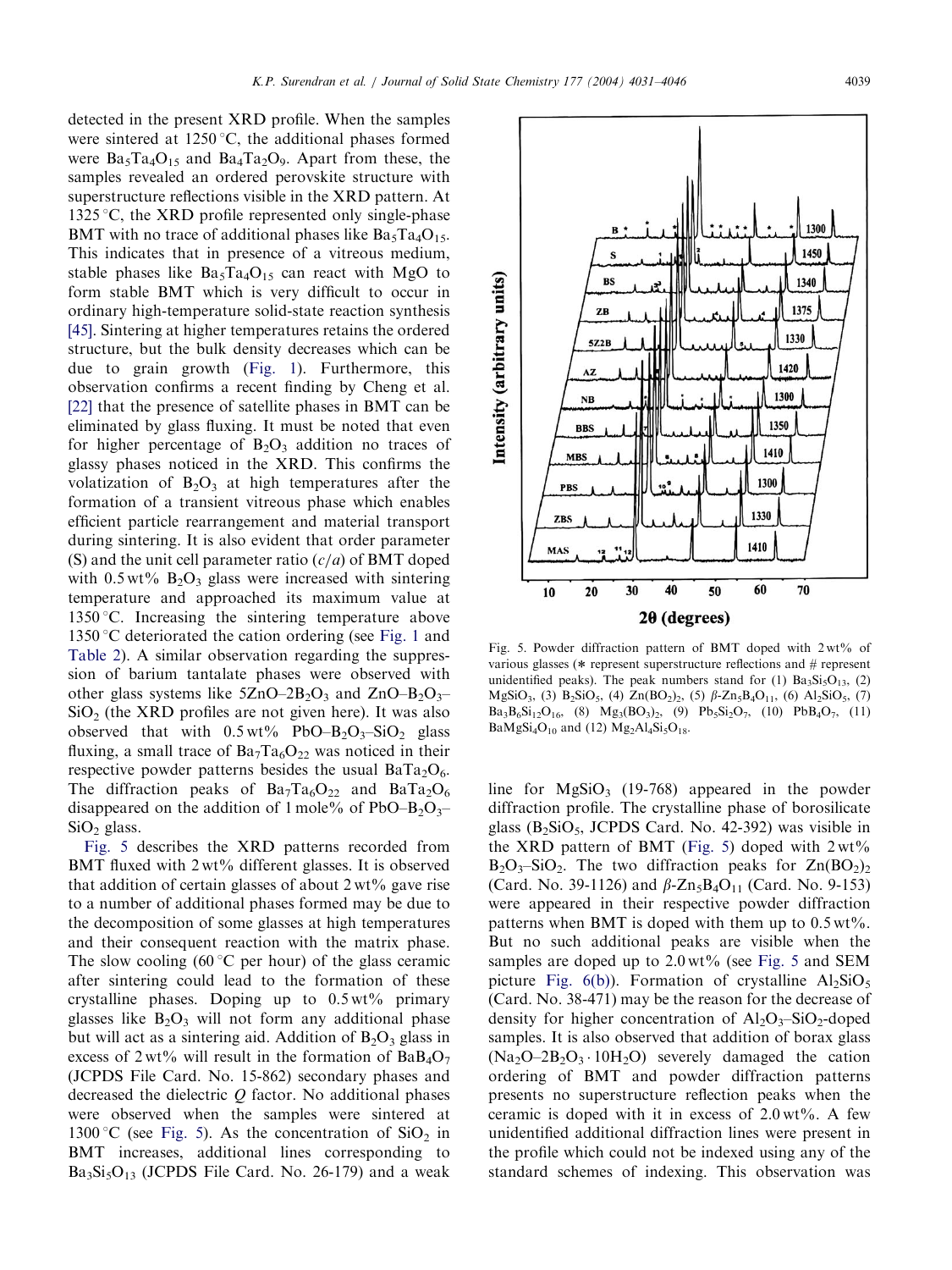detected in the present XRD profile. When the samples were sintered at 1250 °C, the additional phases formed were $Ba_5Ta_4O_{15}$ and $Ba_4Ta_2O_9$. Apart from these, the samples revealed an ordered perovskite structure with superstructure reflections visible in the XRD pattern. At 1325 °C, the XRD profile represented only single-phase BMT with no trace of additional phases like $Ba_5Ta_4O_{15}$. This indicates that in presence of a vitreous medium, stable phases like $Ba_5Ta_4O_{15}$ can react with MgO to form stable BMT which is very difficult to occur in ordinary high-temperature solid-state reaction synthesis [45]. Sintering at higher temperatures retains the ordered structure, but the bulk density decreases which can be due to grain growth (Fig. 1). Furthermore, this observation confirms a recent finding by Cheng et al. [22] that the presence of satellite phases in BMT can be eliminated by glass fluxing. It must be noted that even for higher percentage of $B_2O_3$ addition no traces of glassy phases noticed in the XRD. This confirms the volatization of $B_2O_3$ at high temperatures after the formation of a transient vitreous phase which enables efficient particle rearrangement and material transport during sintering. It is also evident that order parameter (S) and the unit cell parameter ratio ($c/a$) of BMT doped with 0.5 wt% $B_2O_3$ glass were increased with sintering temperature and approached its maximum value at 1350 °C. Increasing the sintering temperature above 1350 °C deteriorated the cation ordering (see Fig. 1 and Table 2). A similar observation regarding the suppression of barium tantalate phases were observed with other glass systems like $5ZnO–2B_2O_3$ and $ZnO–B_2O_3–SiO_2$ (the XRD profiles are not given here). It was also observed that with 0.5 wt% $PbO–B_2O_3–SiO_2$ glass fluxing, a small trace of $Ba_7Ta_6O_{22}$ was noticed in their respective powder patterns besides the usual $BaTa_2O_6$. The diffraction peaks of $Ba_7Ta_6O_{22}$ and $BaTa_2O_6$ disappeared on the addition of 1 mole% of $PbO–B_2O_3–SiO_2$ glass.

Fig. 5 describes the XRD patterns recorded from BMT fluxed with 2 wt% different glasses. It is observed that addition of certain glasses of about 2 wt% gave rise to a number of additional phases formed may be due to the decomposition of some glasses at high temperatures and their consequent reaction with the matrix phase. The slow cooling (60 °C per hour) of the glass ceramic after sintering could lead to the formation of these crystalline phases. Doping up to 0.5 wt% primary glasses like $B_2O_3$ will not form any additional phase but will act as a sintering aid. Addition of $B_2O_3$ glass in excess of 2 wt% will result in the formation of $BaB_4O_7$ (JCPDS File Card. No. 15-862) secondary phases and decreased the dielectric $Q$ factor. No additional phases were observed when the samples were sintered at 1300 °C (see Fig. 5). As the concentration of $SiO_2$ in BMT increases, additional lines corresponding to $Ba_3Si_5O_{13}$ (JCPDS File Card. No. 26-179) and a weak line for $MgSiO_3$ (19-768) appeared in the powder diffraction profile. The crystalline phase of borosilicate glass ($B_2SiO_5$, JCPDS Card. No. 42-392) was visible in the XRD pattern of BMT (Fig. 5) doped with 2 wt% $B_2O_3–SiO_2$. The two diffraction peaks for $Zn(BO_2)_2$ (Card. No. 39-1126) and $\beta$-$Zn_5B_4O_{11}$ (Card. No. 9-153) were appeared in their respective powder diffraction patterns when BMT is doped with them up to 0.5 wt%. But no such additional peaks are visible when the samples are doped up to 2.0 wt% (see Fig. 5 and SEM picture Fig. 6(b)). Formation of crystalline $Al_2SiO_5$ (Card. No. 38-471) may be the reason for the decrease of density for higher concentration of $Al_2O_3–SiO_2$-doped samples. It is also observed that addition of borax glass ($Na_2O–2B_2O_3 \cdot 10H_2O$) severely damaged the cation ordering of BMT and powder diffraction patterns presents no superstructure reflection peaks when the ceramic is doped with it in excess of 2.0 wt%. A few unidentified additional diffraction lines were present in the profile which could not be indexed using any of the standard schemes of indexing. This observation was

Fig. 5. Powder diffraction pattern of BMT doped with 2 wt% of various glasses (* represent superstructure reflections and # represent unidentified peaks). The peak numbers stand for (1) $Ba_3Si_5O_{13}$, (2) $MgSiO_3$, (3) $B_2SiO_5$, (4) $Zn(BO_2)_2$, (5) $\beta$-$Zn_5B_4O_{11}$, (6) $Al_2SiO_5$, (7) $Ba_3B_6Si_{12}O_{16}$, (8) $Mg_3(BO_3)_2$, (9) $Pb_5Si_2O_7$, (10) $PbB_4O_7$, (11) $BaMgSi_4O_{10}$ and (12) $Mg_2Al_4Si_5O_{18}$.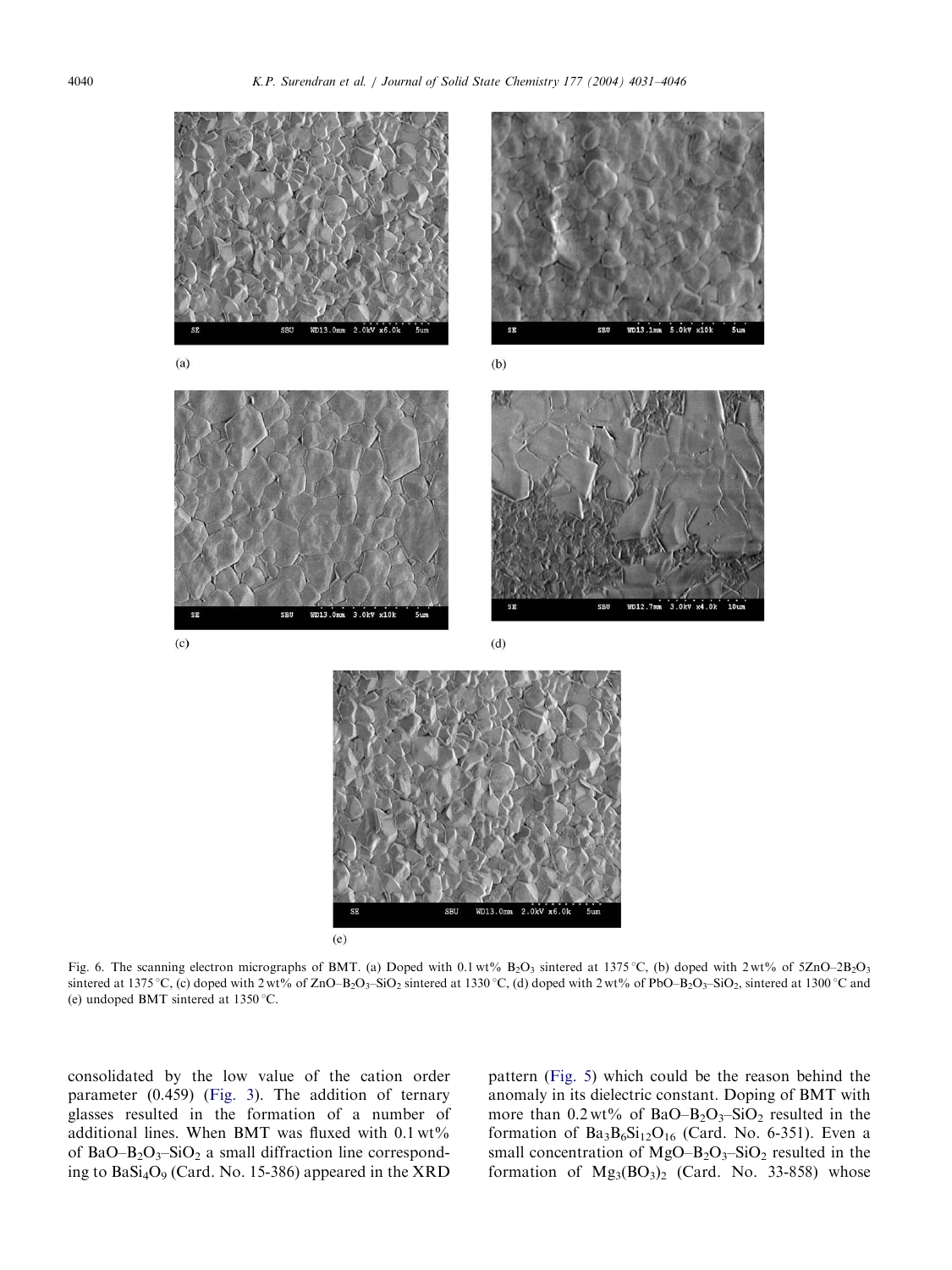Fig. 6. The scanning electron micrographs of BMT. (a) Doped with 0.1 wt% $B_2O_3$ sintered at 1375 °C, (b) doped with 2 wt% of $5ZnO–2B_2O_3$ sintered at 1375 °C, (c) doped with 2 wt% of $ZnO–B_2O_3–SiO_2$ sintered at 1330 °C, (d) doped with 2 wt% of $PbO–B_2O_3–SiO_2$, sintered at 1300 °C and (e) undoped BMT sintered at 1350 °C.

consolidated by the low value of the cation order parameter (0.459) (Fig. 3). The addition of ternary glasses resulted in the formation of a number of additional lines. When BMT was fluxed with 0.1 wt% of $BaO–B_2O_3–SiO_2$ a small diffraction line corresponding to $BaSi_4O_9$ (Card. No. 15-386) appeared in the XRD pattern (Fig. 5) which could be the reason behind the anomaly in its dielectric constant. Doping of BMT with more than 0.2 wt% of $BaO–B_2O_3–SiO_2$ resulted in the formation of $Ba_3B_6Si_{12}O_{16}$ (Card. No. 6-351). Even a small concentration of $MgO–B_2O_3–SiO_2$ resulted in the formation of $Mg_3(BO_3)_2$ (Card. No. 33-858) whose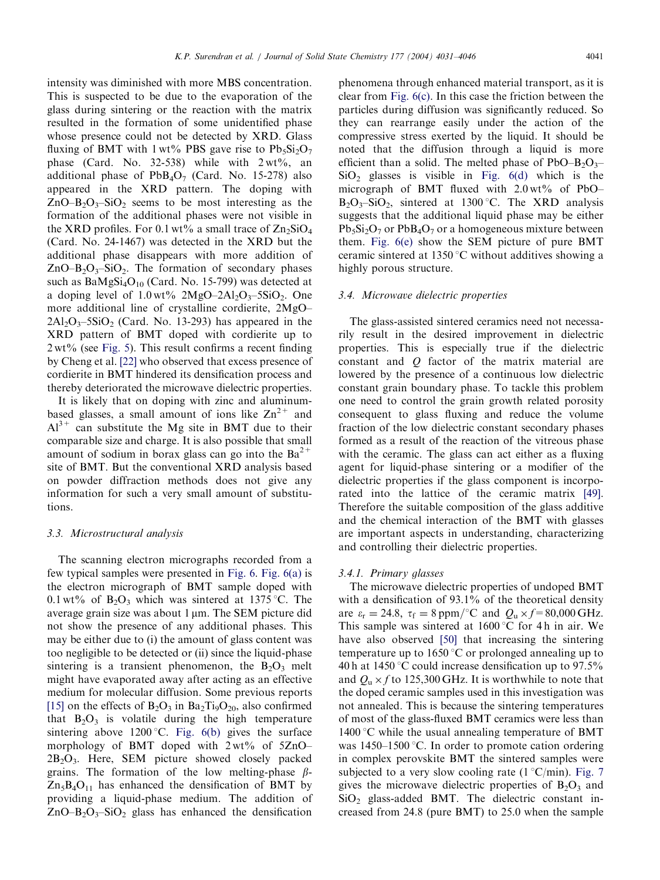intensity was diminished with more MBS concentration. This is suspected to be due to the evaporation of the glass during sintering or the reaction with the matrix resulted in the formation of some unidentified phase whose presence could not be detected by XRD. Glass fluxing of BMT with 1 wt% PBS gave rise to $Pb_5Si_2O_7$ phase (Card. No. 32-538) while with 2 wt%, an additional phase of $PbB_4O_7$ (Card. No. 15-278) also appeared in the XRD pattern. The doping with $ZnO–B_2O_3–SiO_2$ seems to be most interesting as the formation of the additional phases were not visible in the XRD profiles. For 0.1 wt% a small trace of $Zn_2SiO_4$ (Card. No. 24-1467) was detected in the XRD but the additional phase disappears with more addition of $ZnO–B_2O_3–SiO_2$. The formation of secondary phases such as $BaMgSi_4O_{10}$ (Card. No. 15-799) was detected at a doping level of 1.0 wt% $2MgO–2Al_2O_3–5SiO_2$. One more additional line of crystalline cordierite, $2MgO–2Al_2O_3–5SiO_2$ (Card. No. 13-293) has appeared in the XRD pattern of BMT doped with cordierite up to 2 wt% (see Fig. 5). This result confirms a recent finding by Cheng et al. [22] who observed that excess presence of cordierite in BMT hindered its densification process and thereby deteriorated the microwave dielectric properties.

It is likely that on doping with zinc and aluminum-based glasses, a small amount of ions like $Zn^{2+}$ and $Al^{3+}$ can substitute the Mg site in BMT due to their comparable size and charge. It is also possible that small amount of sodium in borax glass can go into the $Ba^{2+}$ site of BMT. But the conventional XRD analysis based on powder diffraction methods does not give any information for such a very small amount of substitutions.

### 3.3. Microstructural analysis

The scanning electron micrographs recorded from a few typical samples were presented in Fig. 6. Fig. 6(a) is the electron micrograph of BMT sample doped with 0.1 wt% of $B_2O_3$ which was sintered at 1375 °C. The average grain size was about 1 μm. The SEM picture did not show the presence of any additional phases. This may be either due to (i) the amount of glass content was too negligible to be detected or (ii) since the liquid-phase sintering is a transient phenomenon, the $B_2O_3$ melt might have evaporated away after acting as an effective medium for molecular diffusion. Some previous reports [15] on the effects of $B_2O_3$ in $Ba_2Ti_9O_{20}$, also confirmed that $B_2O_3$ is volatile during the high temperature sintering above 1200 °C. Fig. 6(b) gives the surface morphology of BMT doped with 2 wt% of $5ZnO–2B_2O_3$. Here, SEM picture showed closely packed grains. The formation of the low melting-phase $\beta$-$Zn_5B_4O_{11}$ has enhanced the densification of BMT by providing a liquid-phase medium. The addition of $ZnO–B_2O_3–SiO_2$ glass has enhanced the densification phenomena through enhanced material transport, as it is clear from Fig. 6(c). In this case the friction between the particles during diffusion was significantly reduced. So they can rearrange easily under the action of the compressive stress exerted by the liquid. It should be noted that the diffusion through a liquid is more efficient than a solid. The melted phase of $PbO–B_2O_3–SiO_2$ glasses is visible in Fig. 6(d) which is the micrograph of BMT fluxed with 2.0 wt% of $PbO–B_2O_3–SiO_2$, sintered at 1300 °C. The XRD analysis suggests that the additional liquid phase may be either $Pb_5Si_2O_7$ or $PbB_4O_7$ or a homogeneous mixture between them. Fig. 6(e) show the SEM picture of pure BMT ceramic sintered at 1350 °C without additives showing a highly porous structure.

### 3.4. Microwave dielectric properties

The glass-assisted sintered ceramics need not necessarily result in the desired improvement in dielectric properties. This is especially true if the dielectric constant and $Q$ factor of the matrix material are lowered by the presence of a continuous low dielectric constant grain boundary phase. To tackle this problem one need to control the grain growth related porosity consequent to glass fluxing and reduce the volume fraction of the low dielectric constant secondary phases formed as a result of the reaction of the vitreous phase with the ceramic. The glass can act either as a fluxing agent for liquid-phase sintering or a modifier of the dielectric properties if the glass component is incorporated into the lattice of the ceramic matrix [49]. Therefore the suitable composition of the glass additive and the chemical interaction of the BMT with glasses are important aspects in understanding, characterizing and controlling their dielectric properties.

#### 3.4.1. Primary glasses

The microwave dielectric properties of undoped BMT with a densification of 93.1% of the theoretical density are $\varepsilon_r = 24.8$, $\tau_f = 8$ ppm/°C and $Q_u \times f = 80{,}000$ GHz. This sample was sintered at 1600 °C for 4 h in air. We have also observed [50] that increasing the sintering temperature up to 1650 °C or prolonged annealing up to 40 h at 1450 °C could increase densification up to 97.5% and $Q_u \times f$ to 125,300 GHz. It is worthwhile to note that the doped ceramic samples used in this investigation was not annealed. This is because the sintering temperatures of most of the glass-fluxed BMT ceramics were less than 1400 °C while the usual annealing temperature of BMT was 1450–1500 °C. In order to promote cation ordering in complex perovskite BMT the sintered samples were subjected to a very slow cooling rate (1 °C/min). Fig. 7 gives the microwave dielectric properties of $B_2O_3$ and $SiO_2$ glass-added BMT. The dielectric constant increased from 24.8 (pure BMT) to 25.0 when the sample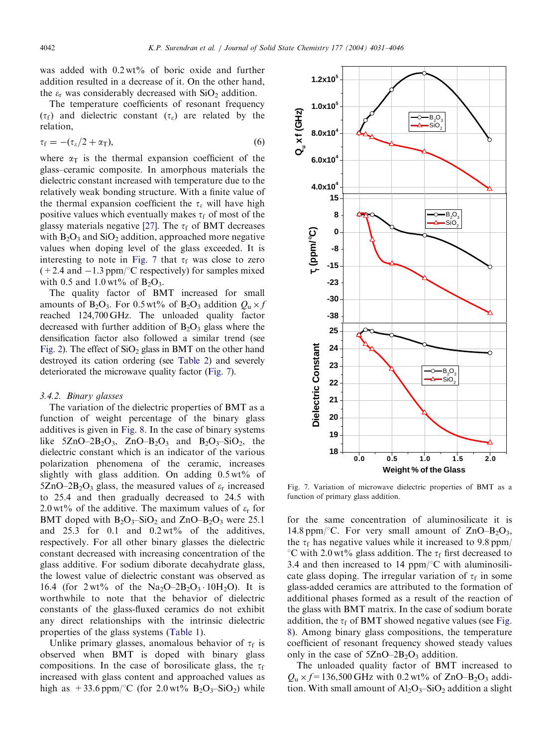was added with 0.2 wt% of boric oxide and further addition resulted in a decrease of it. On the other hand, the $\varepsilon_r$ was considerably decreased with $SiO_2$ addition.

The temperature coefficients of resonant frequency ($\tau_f$) and dielectric constant ($\tau_\varepsilon$) are related by the relation,

$$\tau_f = -(\tau_\varepsilon/2 + \alpha_T), \tag{6}$$

where $\alpha_T$ is the thermal expansion coefficient of the glass–ceramic composite. In amorphous materials the dielectric constant increased with temperature due to the relatively weak bonding structure. With a finite value of the thermal expansion coefficient the $\tau_\varepsilon$ will have high positive values which eventually makes $\tau_f$ of most of the glassy materials negative [27]. The $\tau_f$ of BMT decreases with $B_2O_3$ and $SiO_2$ addition, approached more negative values when doping level of the glass exceeded. It is interesting to note in Fig. 7 that $\tau_f$ was close to zero (+2.4 and −1.3 ppm/°C respectively) for samples mixed with 0.5 and 1.0 wt% of $B_2O_3$.

The quality factor of BMT increased for small amounts of $B_2O_3$. For 0.5 wt% of $B_2O_3$ addition $Q_u \times f$ reached 124,700 GHz. The unloaded quality factor decreased with further addition of $B_2O_3$ glass where the densification factor also followed a similar trend (see Fig. 2). The effect of $SiO_2$ glass in BMT on the other hand destroyed its cation ordering (see Table 2) and severely deteriorated the microwave quality factor (Fig. 7).

Fig. 7. Variation of microwave dielectric properties of BMT as a function of primary glass addition.

### 3.4.2. Binary glasses

The variation of the dielectric properties of BMT as a function of weight percentage of the binary glass additives is given in Fig. 8. In the case of binary systems like $5ZnO–2B_2O_3$, $ZnO–B_2O_3$ and $B_2O_3–SiO_2$, the dielectric constant which is an indicator of the various polarization phenomena of the ceramic, increases slightly with glass addition. On adding 0.5 wt% of $5ZnO–2B_2O_3$ glass, the measured values of $\varepsilon_r$ increased to 25.4 and then gradually decreased to 24.5 with 2.0 wt% of the additive. The maximum values of $\varepsilon_r$ for BMT doped with $B_2O_3–SiO_2$ and $ZnO–B_2O_3$ were 25.1 and 25.3 for 0.1 and 0.2 wt% of the additives, respectively. For all other binary glasses the dielectric constant decreased with increasing concentration of the glass additive. For sodium diborate decahydrate glass, the lowest value of dielectric constant was observed as 16.4 (for 2 wt% of the $Na_2O–2B_2O_3 \cdot 10H_2O$). It is worthwhile to note that the behavior of dielectric constants of the glass-fluxed ceramics do not exhibit any direct relationships with the intrinsic dielectric properties of the glass systems (Table 1).

Unlike primary glasses, anomalous behavior of $\tau_f$ is observed when BMT is doped with binary glass compositions. In the case of borosilicate glass, the $\tau_f$ increased with glass content and approached values as high as +33.6 ppm/°C (for 2.0 wt% $B_2O_3–SiO_2$) while for the same concentration of aluminosilicate it is 14.8 ppm/°C. For very small amount of $ZnO–B_2O_3$, the $\tau_f$ has negative values while it increased to 9.8 ppm/°C with 2.0 wt% glass addition. The $\tau_f$ first decreased to 3.4 and then increased to 14 ppm/°C with aluminosilicate glass doping. The irregular variation of $\tau_f$ in some glass-added ceramics are attributed to the formation of additional phases formed as a result of the reaction of the glass with BMT matrix. In the case of sodium borate addition, the $\tau_f$ of BMT showed negative values (see Fig. 8). Among binary glass compositions, the temperature coefficient of resonant frequency showed steady values only in the case of $5ZnO–2B_2O_3$ addition.

The unloaded quality factor of BMT increased to $Q_u \times f$ = 136,500 GHz with 0.2 wt% of $ZnO–B_2O_3$ addition. With small amount of $Al_2O_3–SiO_2$ addition a slight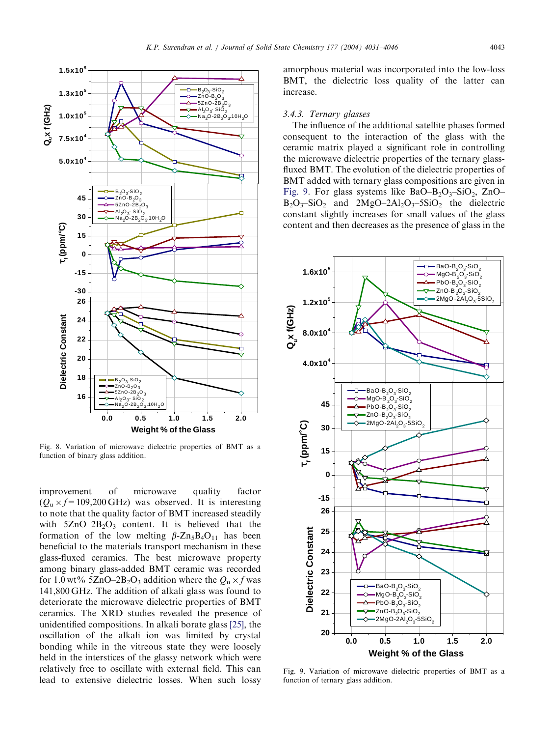Fig. 8. Variation of microwave dielectric properties of BMT as a function of binary glass addition.

improvement of microwave quality factor ($Q_u \times f = 109{,}200$ GHz) was observed. It is interesting to note that the quality factor of BMT increased steadily with $5ZnO–2B_2O_3$ content. It is believed that the formation of the low melting $\beta$-$Zn_5B_4O_{11}$ has been beneficial to the materials transport mechanism in these glass-fluxed ceramics. The best microwave property among binary glass-added BMT ceramic was recorded for 1.0 wt% $5ZnO–2B_2O_3$ addition where the $Q_u \times f$ was 141,800 GHz. The addition of alkali glass was found to deteriorate the microwave dielectric properties of BMT ceramics. The XRD studies revealed the presence of unidentified compositions. In alkali borate glass [25], the oscillation of the alkali ion was limited by crystal bonding while in the vitreous state they were loosely held in the interstices of the glassy network which were relatively free to oscillate with external field. This can lead to extensive dielectric losses. When such lossy amorphous material was incorporated into the low-loss BMT, the dielectric loss quality of the latter can increase.

### 3.4.3. Ternary glasses

The influence of the additional satellite phases formed consequent to the interaction of the glass with the ceramic matrix played a significant role in controlling the microwave dielectric properties of the ternary glass-fluxed BMT. The evolution of the dielectric properties of BMT added with ternary glass compositions are given in Fig. 9. For glass systems like $BaO–B_2O_3–SiO_2$, $ZnO–B_2O_3–SiO_2$ and $2MgO–2Al_2O_3–5SiO_2$ the dielectric constant slightly increases for small values of the glass content and then decreases as the presence of glass in the

Fig. 9. Variation of microwave dielectric properties of BMT as a function of ternary glass addition.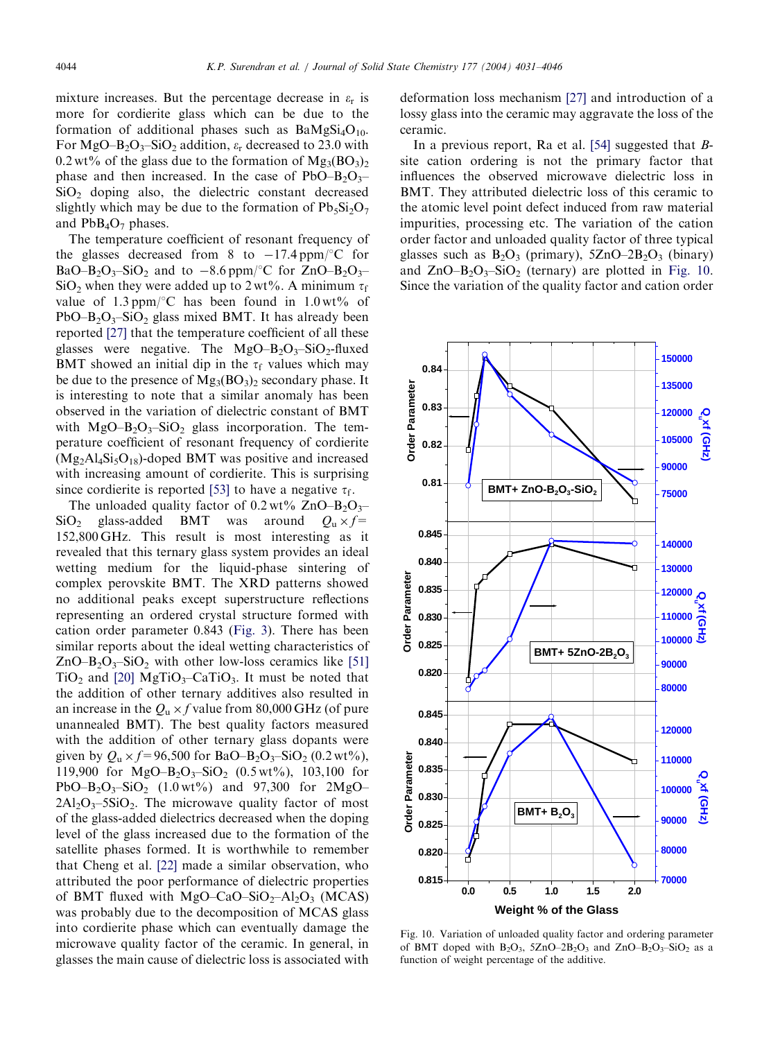mixture increases. But the percentage decrease in $\varepsilon_r$ is more for cordierite glass which can be due to the formation of additional phases such as $BaMgSi_4O_{10}$. For $MgO–B_2O_3–SiO_2$ addition, $\varepsilon_r$ decreased to 23.0 with 0.2 wt% of the glass due to the formation of $Mg_3(BO_3)_2$ phase and then increased. In the case of $PbO–B_2O_3–SiO_2$ doping also, the dielectric constant decreased slightly which may be due to the formation of $Pb_5Si_2O_7$ and $PbB_4O_7$ phases.

The temperature coefficient of resonant frequency of the glasses decreased from 8 to $-17.4$ ppm/°C for $BaO–B_2O_3–SiO_2$ and to $-8.6$ ppm/°C for $ZnO–B_2O_3–SiO_2$ when they were added up to 2 wt%. A minimum $\tau_f$ value of 1.3 ppm/°C has been found in 1.0 wt% of $PbO–B_2O_3–SiO_2$ glass mixed BMT. It has already been reported [27] that the temperature coefficient of all these glasses were negative. The $MgO–B_2O_3–SiO_2$-fluxed BMT showed an initial dip in the $\tau_f$ values which may be due to the presence of $Mg_3(BO_3)_2$ secondary phase. It is interesting to note that a similar anomaly has been observed in the variation of dielectric constant of BMT with $MgO–B_2O_3–SiO_2$ glass incorporation. The temperature coefficient of resonant frequency of cordierite ($Mg_2Al_4Si_5O_{18}$)-doped BMT was positive and increased with increasing amount of cordierite. This is surprising since cordierite is reported [53] to have a negative $\tau_f$.

The unloaded quality factor of 0.2 wt% $ZnO–B_2O_3–SiO_2$ glass-added BMT was around $Q_u \times f$ = 152,800 GHz. This result is most interesting as it revealed that this ternary glass system provides an ideal wetting medium for the liquid-phase sintering of complex perovskite BMT. The XRD patterns showed no additional peaks except superstructure reflections representing an ordered crystal structure formed with cation order parameter 0.843 (Fig. 3). There has been similar reports about the ideal wetting characteristics of $ZnO–B_2O_3–SiO_2$ with other low-loss ceramics like [51] $TiO_2$ and [20] $MgTiO_3–CaTiO_3$. It must be noted that the addition of other ternary additives also resulted in an increase in the $Q_u \times f$ value from 80,000 GHz (of pure unannealed BMT). The best quality factors measured with the addition of other ternary glass dopants were given by $Q_u \times f$ = 96,500 for $BaO–B_2O_3–SiO_2$ (0.2 wt%), 119,900 for $MgO–B_2O_3–SiO_2$ (0.5 wt%), 103,100 for $PbO–B_2O_3–SiO_2$ (1.0 wt%) and 97,300 for $2MgO–2Al_2O_3–5SiO_2$. The microwave quality factor of most of the glass-added dielectrics decreased when the doping level of the glass increased due to the formation of the satellite phases formed. It is worthwhile to remember that Cheng et al. [22] made a similar observation, who attributed the poor performance of dielectric properties of BMT fluxed with $MgO–CaO–SiO_2–Al_2O_3$ (MCAS) was probably due to the decomposition of MCAS glass into cordierite phase which can eventually damage the microwave quality factor of the ceramic. In general, in glasses the main cause of dielectric loss is associated with deformation loss mechanism [27] and introduction of a lossy glass into the ceramic may aggravate the loss of the ceramic.

In a previous report, Ra et al. [54] suggested that *B*-site cation ordering is not the primary factor that influences the observed microwave dielectric loss in BMT. They attributed dielectric loss of this ceramic to the atomic level point defect induced from raw material impurities, processing etc. The variation of the cation order factor and unloaded quality factor of three typical glasses such as $B_2O_3$ (primary), $5ZnO–2B_2O_3$ (binary) and $ZnO–B_2O_3–SiO_2$ (ternary) are plotted in Fig. 10. Since the variation of the quality factor and cation order

Fig. 10. Variation of unloaded quality factor and ordering parameter of BMT doped with $B_2O_3$, $5ZnO–2B_2O_3$ and $ZnO–B_2O_3–SiO_2$ as a function of weight percentage of the additive.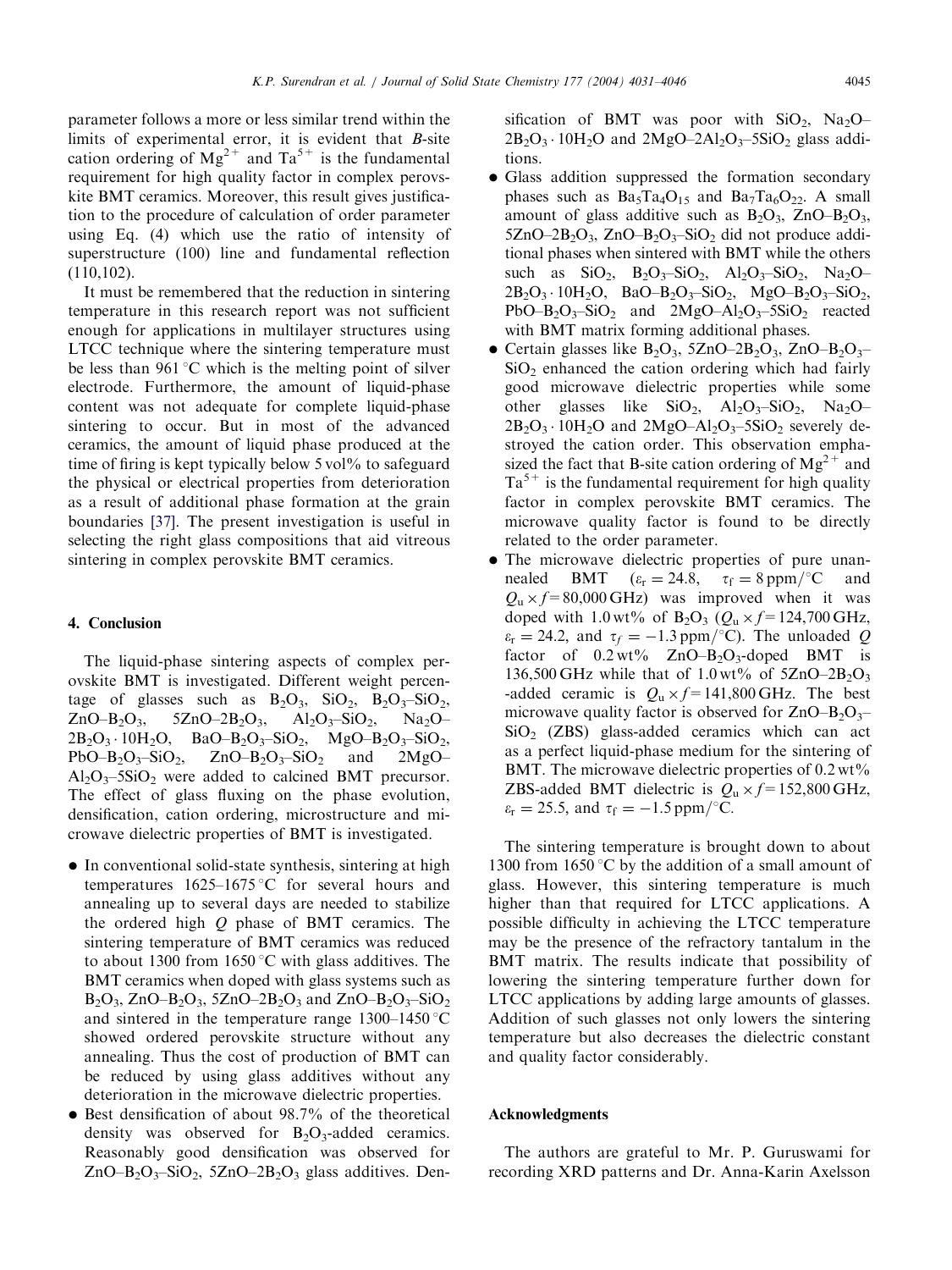parameter follows a more or less similar trend within the limits of experimental error, it is evident that *B*-site cation ordering of $Mg^{2+}$ and $Ta^{5+}$ is the fundamental requirement for high quality factor in complex perovskite BMT ceramics. Moreover, this result gives justification to the procedure of calculation of order parameter using Eq. (4) which use the ratio of intensity of superstructure (100) line and fundamental reflection (110,102).

It must be remembered that the reduction in sintering temperature in this research report was not sufficient enough for applications in multilayer structures using LTCC technique where the sintering temperature must be less than 961 °C which is the melting point of silver electrode. Furthermore, the amount of liquid-phase content was not adequate for complete liquid-phase sintering to occur. But in most of the advanced ceramics, the amount of liquid phase produced at the time of firing is kept typically below 5 vol% to safeguard the physical or electrical properties from deterioration as a result of additional phase formation at the grain boundaries [37]. The present investigation is useful in selecting the right glass compositions that aid vitreous sintering in complex perovskite BMT ceramics.

## 4. Conclusion

The liquid-phase sintering aspects of complex perovskite BMT is investigated. Different weight percentage of glasses such as $B_2O_3$, $SiO_2$, $B_2O_3$–$SiO_2$, ZnO–$B_2O_3$, 5ZnO–$2B_2O_3$, $Al_2O_3$–$SiO_2$, $Na_2O$–$2B_2O_3 \cdot 10H_2O$, BaO–$B_2O_3$–$SiO_2$, MgO–$B_2O_3$–$SiO_2$, PbO–$B_2O_3$–$SiO_2$, ZnO–$B_2O_3$–$SiO_2$ and 2MgO–$Al_2O_3$–$5SiO_2$ were added to calcined BMT precursor. The effect of glass fluxing on the phase evolution, densification, cation ordering, microstructure and microwave dielectric properties of BMT is investigated.

- In conventional solid-state synthesis, sintering at high temperatures 1625–1675 °C for several hours and annealing up to several days are needed to stabilize the ordered high *Q* phase of BMT ceramics. The sintering temperature of BMT ceramics was reduced to about 1300 from 1650 °C with glass additives. The BMT ceramics when doped with glass systems such as $B_2O_3$, ZnO–$B_2O_3$, 5ZnO–$2B_2O_3$ and ZnO–$B_2O_3$–$SiO_2$ and sintered in the temperature range 1300–1450 °C showed ordered perovskite structure without any annealing. Thus the cost of production of BMT can be reduced by using glass additives without any deterioration in the microwave dielectric properties.
- Best densification of about 98.7% of the theoretical density was observed for $B_2O_3$-added ceramics. Reasonably good densification was observed for ZnO–$B_2O_3$–$SiO_2$, 5ZnO–$2B_2O_3$ glass additives. Densification of BMT was poor with $SiO_2$, $Na_2O$–$2B_2O_3 \cdot 10H_2O$ and 2MgO–$2Al_2O_3$–$5SiO_2$ glass additions.
- Glass addition suppressed the formation secondary phases such as $Ba_5Ta_4O_{15}$ and $Ba_7Ta_6O_{22}$. A small amount of glass additive such as $B_2O_3$, ZnO–$B_2O_3$, 5ZnO–$2B_2O_3$, ZnO–$B_2O_3$–$SiO_2$ did not produce additional phases when sintered with BMT while the others such as $SiO_2$, $B_2O_3$–$SiO_2$, $Al_2O_3$–$SiO_2$, $Na_2O$–$2B_2O_3 \cdot 10H_2O$, BaO–$B_2O_3$–$SiO_2$, MgO–$B_2O_3$–$SiO_2$, PbO–$B_2O_3$–$SiO_2$ and 2MgO–$Al_2O_3$–$5SiO_2$ reacted with BMT matrix forming additional phases.
- Certain glasses like $B_2O_3$, 5ZnO–$2B_2O_3$, ZnO–$B_2O_3$–$SiO_2$ enhanced the cation ordering which had fairly good microwave dielectric properties while some other glasses like $SiO_2$, $Al_2O_3$–$SiO_2$, $Na_2O$–$2B_2O_3 \cdot 10H_2O$ and 2MgO–$Al_2O_3$–$5SiO_2$ severely destroyed the cation order. This observation emphasized the fact that B-site cation ordering of $Mg^{2+}$ and $Ta^{5+}$ is the fundamental requirement for high quality factor in complex perovskite BMT ceramics. The microwave quality factor is found to be directly related to the order parameter.
- The microwave dielectric properties of pure unannealed BMT ($\varepsilon_r = 24.8$, $\tau_f = 8\,\text{ppm}/°\text{C}$ and $Q_u \times f = 80{,}000\,\text{GHz}$) was improved when it was doped with 1.0 wt% of $B_2O_3$ ($Q_u \times f = 124{,}700\,\text{GHz}$, $\varepsilon_r = 24.2$, and $\tau_f = -1.3\,\text{ppm}/°\text{C}$). The unloaded *Q* factor of 0.2 wt% ZnO–$B_2O_3$-doped BMT is 136,500 GHz while that of 1.0 wt% of 5ZnO–$2B_2O_3$ -added ceramic is $Q_u \times f = 141{,}800\,\text{GHz}$. The best microwave quality factor is observed for ZnO–$B_2O_3$–$SiO_2$ (ZBS) glass-added ceramics which can act as a perfect liquid-phase medium for the sintering of BMT. The microwave dielectric properties of 0.2 wt% ZBS-added BMT dielectric is $Q_u \times f = 152{,}800\,\text{GHz}$, $\varepsilon_r = 25.5$, and $\tau_f = -1.5\,\text{ppm}/°\text{C}$.

The sintering temperature is brought down to about 1300 from 1650 °C by the addition of a small amount of glass. However, this sintering temperature is much higher than that required for LTCC applications. A possible difficulty in achieving the LTCC temperature may be the presence of the refractory tantalum in the BMT matrix. The results indicate that possibility of lowering the sintering temperature further down for LTCC applications by adding large amounts of glasses. Addition of such glasses not only lowers the sintering temperature but also decreases the dielectric constant and quality factor considerably.

## Acknowledgments

The authors are grateful to Mr. P. Guruswami for recording XRD patterns and Dr. Anna-Karin Axelsson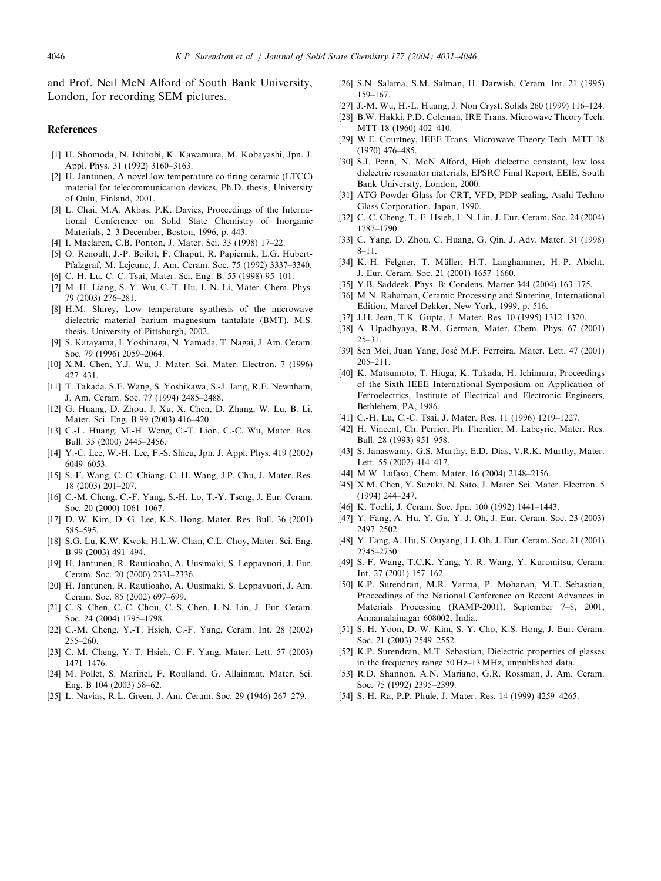and Prof. Neil McN Alford of South Bank University, London, for recording SEM pictures.

## References

[1] H. Shomoda, N. Ishitobi, K. Kawamura, M. Kobayashi, Jpn. J. Appl. Phys. 31 (1992) 3160–3163.

[2] H. Jantunen, A novel low temperature co-firing ceramic (LTCC) material for telecommunication devices, Ph.D. thesis, University of Oulu, Finland, 2001.

[3] L. Chai, M.A. Akbas, P.K. Davies, Proceedings of the International Conference on Solid State Chemistry of Inorganic Materials, 2–3 December, Boston, 1996, p. 443.

[4] I. Maclaren, C.B. Ponton, J. Mater. Sci. 33 (1998) 17–22.

[5] O. Renoult, J.-P. Boilot, F. Chaput, R. Papiernik, L.G. Hubert-Pfalzgraf, M. Lejeune, J. Am. Ceram. Soc. 75 (1992) 3337–3340.

[6] C.-H. Lu, C.-C. Tsai, Mater. Sci. Eng. B. 55 (1998) 95–101.

[7] M.-H. Liang, S.-Y. Wu, C.-T. Hu, I.-N. Li, Mater. Chem. Phys. 79 (2003) 276–281.

[8] H.M. Shirey, Low temperature synthesis of the microwave dielectric material barium magnesium tantalate (BMT), M.S. thesis, University of Pittsburgh, 2002.

[9] S. Katayama, I. Yoshinaga, N. Yamada, T. Nagai, J. Am. Ceram. Soc. 79 (1996) 2059–2064.

[10] X.M. Chen, Y.J. Wu, J. Mater. Sci. Mater. Electron. 7 (1996) 427–431.

[11] T. Takada, S.F. Wang, S. Yoshikawa, S.-J. Jang, R.E. Newnham, J. Am. Ceram. Soc. 77 (1994) 2485–2488.

[12] G. Huang, D. Zhou, J. Xu, X. Chen, D. Zhang, W. Lu, B. Li, Mater. Sci. Eng. B 99 (2003) 416–420.

[13] C.-L. Huang, M.-H. Weng, C.-T. Lion, C.-C. Wu, Mater. Res. Bull. 35 (2000) 2445–2456.

[14] Y.-C. Lee, W.-H. Lee, F.-S. Shieu, Jpn. J. Appl. Phys. 419 (2002) 6049–6053.

[15] S.-F. Wang, C.-C. Chiang, C.-H. Wang, J.P. Chu, J. Mater. Res. 18 (2003) 201–207.

[16] C.-M. Cheng, C.-F. Yang, S.-H. Lo, T.-Y. Tseng, J. Eur. Ceram. Soc. 20 (2000) 1061–1067.

[17] D.-W. Kim, D.-G. Lee, K.S. Hong, Mater. Res. Bull. 36 (2001) 585–595.

[18] S.G. Lu, K.W. Kwok, H.L.W. Chan, C.L. Choy, Mater. Sci. Eng. B 99 (2003) 491–494.

[19] H. Jantunen, R. Rautioaho, A. Uusimaki, S. Leppavuori, J. Eur. Ceram. Soc. 20 (2000) 2331–2336.

[20] H. Jantunen, R. Rautioaho, A. Uusimaki, S. Leppavuori, J. Am. Ceram. Soc. 85 (2002) 697–699.

[21] C.-S. Chen, C.-C. Chou, C.-S. Chen, I.-N. Lin, J. Eur. Ceram. Soc. 24 (2004) 1795–1798.

[22] C.-M. Cheng, Y.-T. Hsieh, C.-F. Yang, Ceram. Int. 28 (2002) 255–260.

[23] C.-M. Cheng, Y.-T. Hsieh, C.-F. Yang, Mater. Lett. 57 (2003) 1471–1476.

[24] M. Pollet, S. Marinel, F. Roulland, G. Allainmat, Mater. Sci. Eng. B 104 (2003) 58–62.

[25] L. Navias, R.L. Green, J. Am. Ceram. Soc. 29 (1946) 267–279.

[26] S.N. Salama, S.M. Salman, H. Darwish, Ceram. Int. 21 (1995) 159–167.

[27] J.-M. Wu, H.-L. Huang, J. Non Cryst. Solids 260 (1999) 116–124.

[28] B.W. Hakki, P.D. Coleman, IRE Trans. Microwave Theory Tech. MTT-18 (1960) 402–410.

[29] W.E. Courtney, IEEE Trans. Microwave Theory Tech. MTT-18 (1970) 476–485.

[30] S.J. Penn, N. McN Alford, High dielectric constant, low loss dielectric resonator materials, EPSRC Final Report, EEIE, South Bank University, London, 2000.

[31] ATG Powder Glass for CRT, VFD, PDP sealing, Asahi Techno Glass Corporation, Japan, 1990.

[32] C.-C. Cheng, T.-E. Hsieh, I.-N. Lin, J. Eur. Ceram. Soc. 24 (2004) 1787–1790.

[33] C. Yang, D. Zhou, C. Huang, G. Qin, J. Adv. Mater. 31 (1998) 8–11.

[34] K.-H. Felgner, T. Müller, H.T. Langhammer, H.-P. Abicht, J. Eur. Ceram. Soc. 21 (2001) 1657–1660.

[35] Y.B. Saddeek, Phys. B: Condens. Matter 344 (2004) 163–175.

[36] M.N. Rahaman, Ceramic Processing and Sintering, International Edition, Marcel Dekker, New York, 1999, p. 516.

[37] J.H. Jean, T.K. Gupta, J. Mater. Res. 10 (1995) 1312–1320.

[38] A. Upadhyaya, R.M. German, Mater. Chem. Phys. 67 (2001) 25–31.

[39] Sen Mei, Juan Yang, José M.F. Ferreira, Mater. Lett. 47 (2001) 205–211.

[40] K. Matsumoto, T. Hiuga, K. Takada, H. Ichimura, Proceedings of the Sixth IEEE International Symposium on Application of Ferroelectrics, Institute of Electrical and Electronic Engineers, Bethlehem, PA, 1986.

[41] C.-H. Lu, C.-C. Tsai, J. Mater. Res. 11 (1996) 1219–1227.

[42] H. Vincent, Ch. Perrier, Ph. l'heritier, M. Labeyrie, Mater. Res. Bull. 28 (1993) 951–958.

[43] S. Janaswamy, G.S. Murthy, E.D. Dias, V.R.K. Murthy, Mater. Lett. 55 (2002) 414–417.

[44] M.W. Lufaso, Chem. Mater. 16 (2004) 2148–2156.

[45] X.M. Chen, Y. Suzuki, N. Sato, J. Mater. Sci. Mater. Electron. 5 (1994) 244–247.

[46] K. Tochi, J. Ceram. Soc. Jpn. 100 (1992) 1441–1443.

[47] Y. Fang, A. Hu, Y. Gu, Y.-J. Oh, J. Eur. Ceram. Soc. 23 (2003) 2497–2502.

[48] Y. Fang, A. Hu, S. Ouyang, J.J. Oh, J. Eur. Ceram. Soc. 21 (2001) 2745–2750.

[49] S.-F. Wang, T.C.K. Yang, Y.-R. Wang, Y. Kuromitsu, Ceram. Int. 27 (2001) 157–162.

[50] K.P. Surendran, M.R. Varma, P. Mohanan, M.T. Sebastian, Proceedings of the National Conference on Recent Advances in Materials Processing (RAMP-2001), September 7–8, 2001, Annamalainagar 608002, India.

[51] S.-H. Yoon, D.-W. Kim, S.-Y. Cho, K.S. Hong, J. Eur. Ceram. Soc. 21 (2003) 2549–2552.

[52] K.P. Surendran, M.T. Sebastian, Dielectric properties of glasses in the frequency range 50 Hz–13 MHz, unpublished data.

[53] R.D. Shannon, A.N. Mariano, G.R. Rossman, J. Am. Ceram. Soc. 75 (1992) 2395–2399.

[54] S.-H. Ra, P.P. Phule, J. Mater. Res. 14 (1999) 4259–4265.